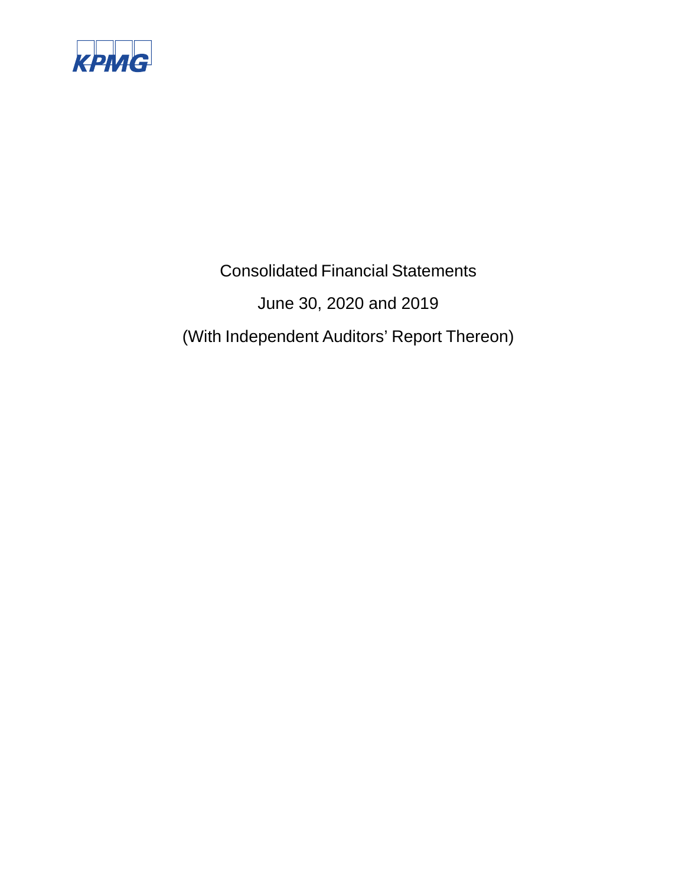KPMG

Consolidated Financial Statements

June 30, 2020 and 2019

(With Independent Auditors' Report Thereon)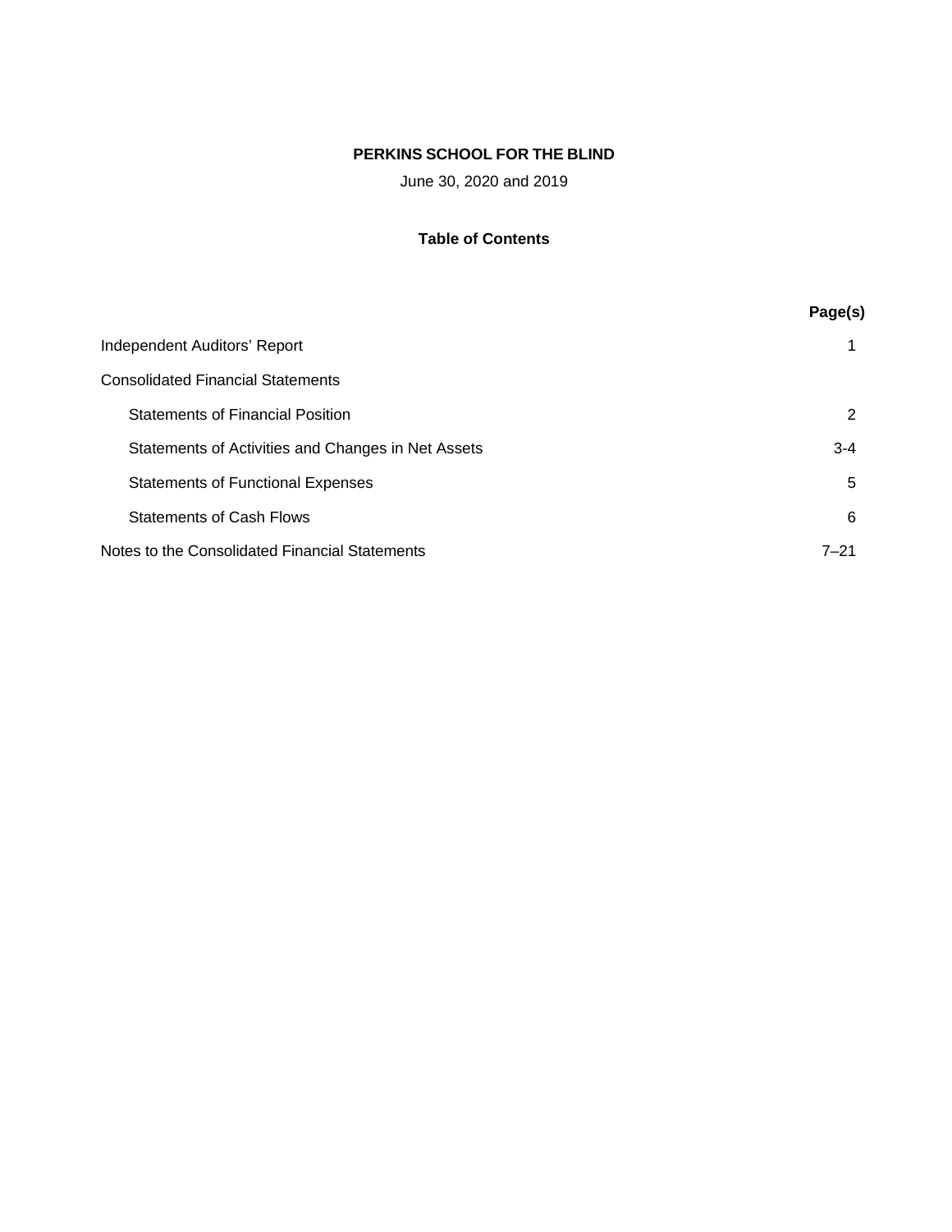**PERKINS SCHOOL FOR THE BLIND**

June 30, 2020 and 2019

**Table of Contents**

| | Page(s) |
|---|---|
| Independent Auditors' Report | 1 |
| Consolidated Financial Statements | |
| Statements of Financial Position | 2 |
| Statements of Activities and Changes in Net Assets | 3-4 |
| Statements of Functional Expenses | 5 |
| Statements of Cash Flows | 6 |
| Notes to the Consolidated Financial Statements | 7–21 |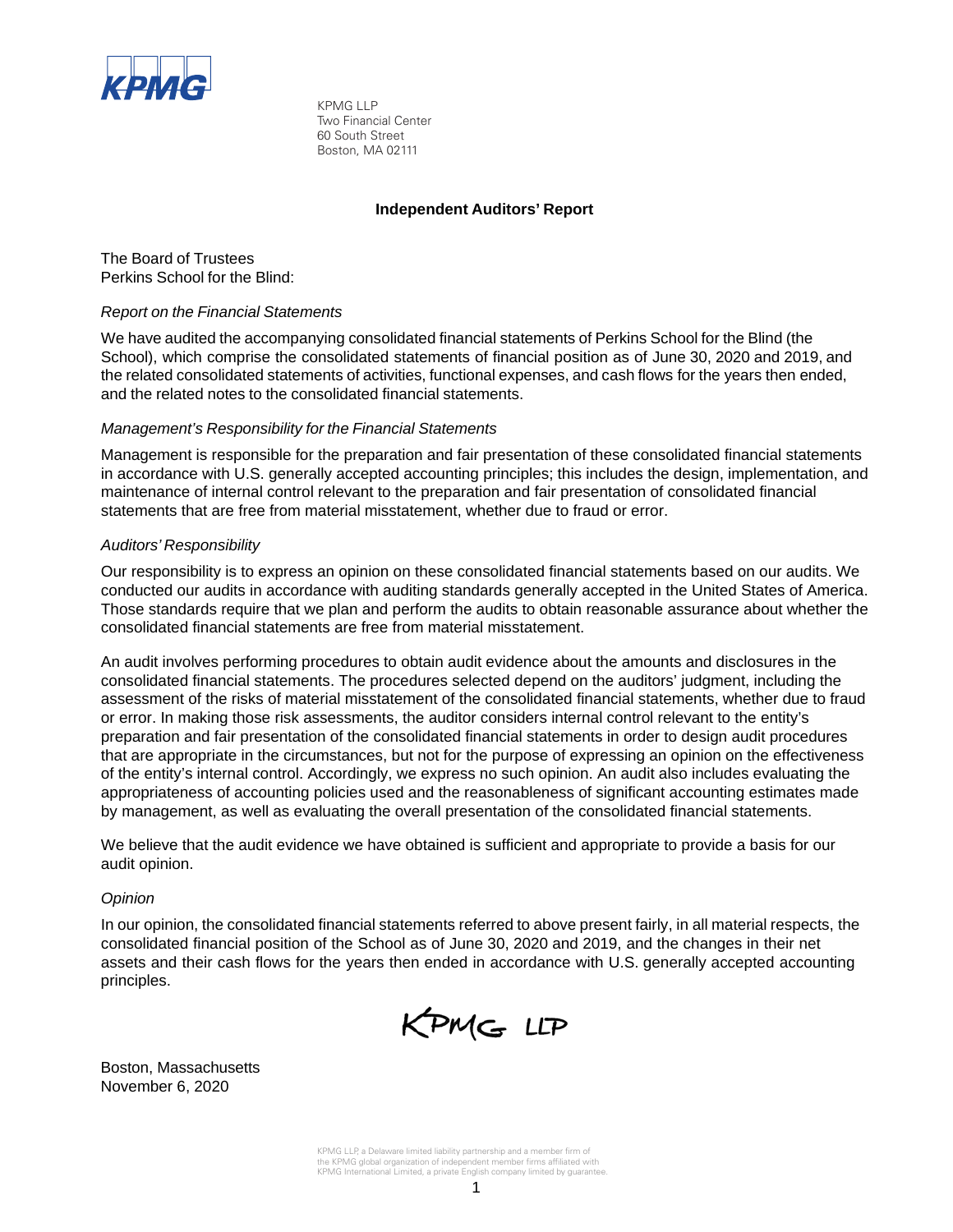KPMG

KPMG LLP
Two Financial Center
60 South Street
Boston, MA 02111

## Independent Auditors' Report

The Board of Trustees
Perkins School for the Blind:

*Report on the Financial Statements*

We have audited the accompanying consolidated financial statements of Perkins School for the Blind (the School), which comprise the consolidated statements of financial position as of June 30, 2020 and 2019, and the related consolidated statements of activities, functional expenses, and cash flows for the years then ended, and the related notes to the consolidated financial statements.

*Management's Responsibility for the Financial Statements*

Management is responsible for the preparation and fair presentation of these consolidated financial statements in accordance with U.S. generally accepted accounting principles; this includes the design, implementation, and maintenance of internal control relevant to the preparation and fair presentation of consolidated financial statements that are free from material misstatement, whether due to fraud or error.

*Auditors' Responsibility*

Our responsibility is to express an opinion on these consolidated financial statements based on our audits. We conducted our audits in accordance with auditing standards generally accepted in the United States of America. Those standards require that we plan and perform the audits to obtain reasonable assurance about whether the consolidated financial statements are free from material misstatement.

An audit involves performing procedures to obtain audit evidence about the amounts and disclosures in the consolidated financial statements. The procedures selected depend on the auditors' judgment, including the assessment of the risks of material misstatement of the consolidated financial statements, whether due to fraud or error. In making those risk assessments, the auditor considers internal control relevant to the entity's preparation and fair presentation of the consolidated financial statements in order to design audit procedures that are appropriate in the circumstances, but not for the purpose of expressing an opinion on the effectiveness of the entity's internal control. Accordingly, we express no such opinion. An audit also includes evaluating the appropriateness of accounting policies used and the reasonableness of significant accounting estimates made by management, as well as evaluating the overall presentation of the consolidated financial statements.

We believe that the audit evidence we have obtained is sufficient and appropriate to provide a basis for our audit opinion.

*Opinion*

In our opinion, the consolidated financial statements referred to above present fairly, in all material respects, the consolidated financial position of the School as of June 30, 2020 and 2019, and the changes in their net assets and their cash flows for the years then ended in accordance with U.S. generally accepted accounting principles.

KPMG LLP

Boston, Massachusetts
November 6, 2020

KPMG LLP, a Delaware limited liability partnership and a member firm of the KPMG global organization of independent member firms affiliated with KPMG International Limited, a private English company limited by guarantee.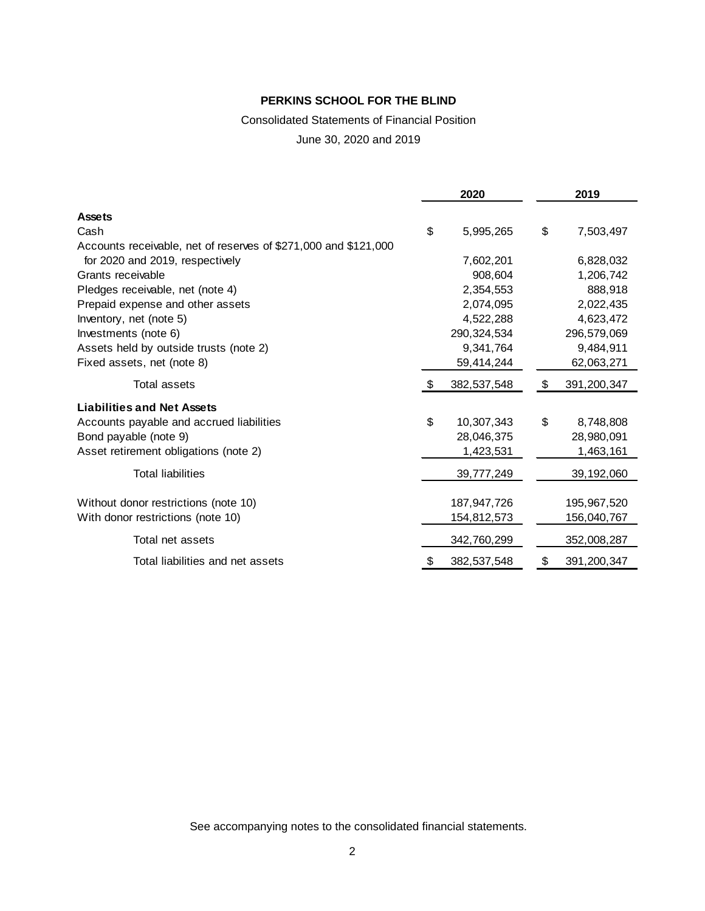**PERKINS SCHOOL FOR THE BLIND**

Consolidated Statements of Financial Position

June 30, 2020 and 2019

| | 2020 | 2019 |
|---|---|---|
| **Assets** | | |
| Cash | $ 5,995,265 | $ 7,503,497 |
| Accounts receivable, net of reserves of $271,000 and $121,000 for 2020 and 2019, respectively | 7,602,201 | 6,828,032 |
| Grants receivable | 908,604 | 1,206,742 |
| Pledges receivable, net (note 4) | 2,354,553 | 888,918 |
| Prepaid expense and other assets | 2,074,095 | 2,022,435 |
| Inventory, net (note 5) | 4,522,288 | 4,623,472 |
| Investments (note 6) | 290,324,534 | 296,579,069 |
| Assets held by outside trusts (note 2) | 9,341,764 | 9,484,911 |
| Fixed assets, net (note 8) | 59,414,244 | 62,063,271 |
| Total assets | $ 382,537,548 | $ 391,200,347 |
| **Liabilities and Net Assets** | | |
| Accounts payable and accrued liabilities | $ 10,307,343 | $ 8,748,808 |
| Bond payable (note 9) | 28,046,375 | 28,980,091 |
| Asset retirement obligations (note 2) | 1,423,531 | 1,463,161 |
| Total liabilities | 39,777,249 | 39,192,060 |
| Without donor restrictions (note 10) | 187,947,726 | 195,967,520 |
| With donor restrictions (note 10) | 154,812,573 | 156,040,767 |
| Total net assets | 342,760,299 | 352,008,287 |
| Total liabilities and net assets | $ 382,537,548 | $ 391,200,347 |

See accompanying notes to the consolidated financial statements.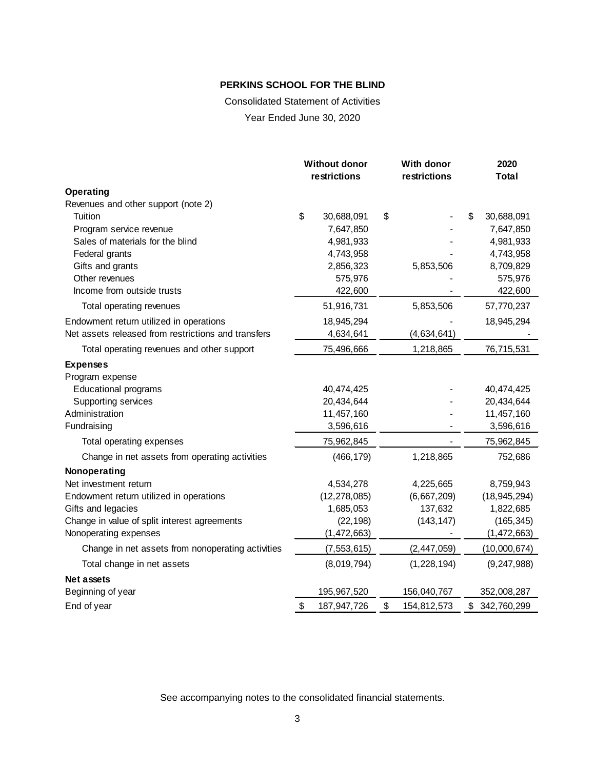# PERKINS SCHOOL FOR THE BLIND

Consolidated Statement of Activities

Year Ended June 30, 2020

| | Without donor restrictions | With donor restrictions | 2020 Total |
|---|---|---|---|
| **Operating** | | | |
| Revenues and other support (note 2) | | | |
| Tuition | $ 30,688,091 | $ - | $ 30,688,091 |
| Program service revenue | 7,647,850 | - | 7,647,850 |
| Sales of materials for the blind | 4,981,933 | - | 4,981,933 |
| Federal grants | 4,743,958 | - | 4,743,958 |
| Gifts and grants | 2,856,323 | 5,853,506 | 8,709,829 |
| Other revenues | 575,976 | - | 575,976 |
| Income from outside trusts | 422,600 | - | 422,600 |
| Total operating revenues | 51,916,731 | 5,853,506 | 57,770,237 |
| Endowment return utilized in operations | 18,945,294 | - | 18,945,294 |
| Net assets released from restrictions and transfers | 4,634,641 | (4,634,641) | - |
| Total operating revenues and other support | 75,496,666 | 1,218,865 | 76,715,531 |
| **Expenses** | | | |
| Program expense | | | |
| Educational programs | 40,474,425 | - | 40,474,425 |
| Supporting services | 20,434,644 | - | 20,434,644 |
| Administration | 11,457,160 | - | 11,457,160 |
| Fundraising | 3,596,616 | - | 3,596,616 |
| Total operating expenses | 75,962,845 | - | 75,962,845 |
| Change in net assets from operating activities | (466,179) | 1,218,865 | 752,686 |
| **Nonoperating** | | | |
| Net investment return | 4,534,278 | 4,225,665 | 8,759,943 |
| Endowment return utilized in operations | (12,278,085) | (6,667,209) | (18,945,294) |
| Gifts and legacies | 1,685,053 | 137,632 | 1,822,685 |
| Change in value of split interest agreements | (22,198) | (143,147) | (165,345) |
| Nonoperating expenses | (1,472,663) | - | (1,472,663) |
| Change in net assets from nonoperating activities | (7,553,615) | (2,447,059) | (10,000,674) |
| Total change in net assets | (8,019,794) | (1,228,194) | (9,247,988) |
| **Net assets** | | | |
| Beginning of year | 195,967,520 | 156,040,767 | 352,008,287 |
| End of year | $ 187,947,726 | $ 154,812,573 | $ 342,760,299 |

See accompanying notes to the consolidated financial statements.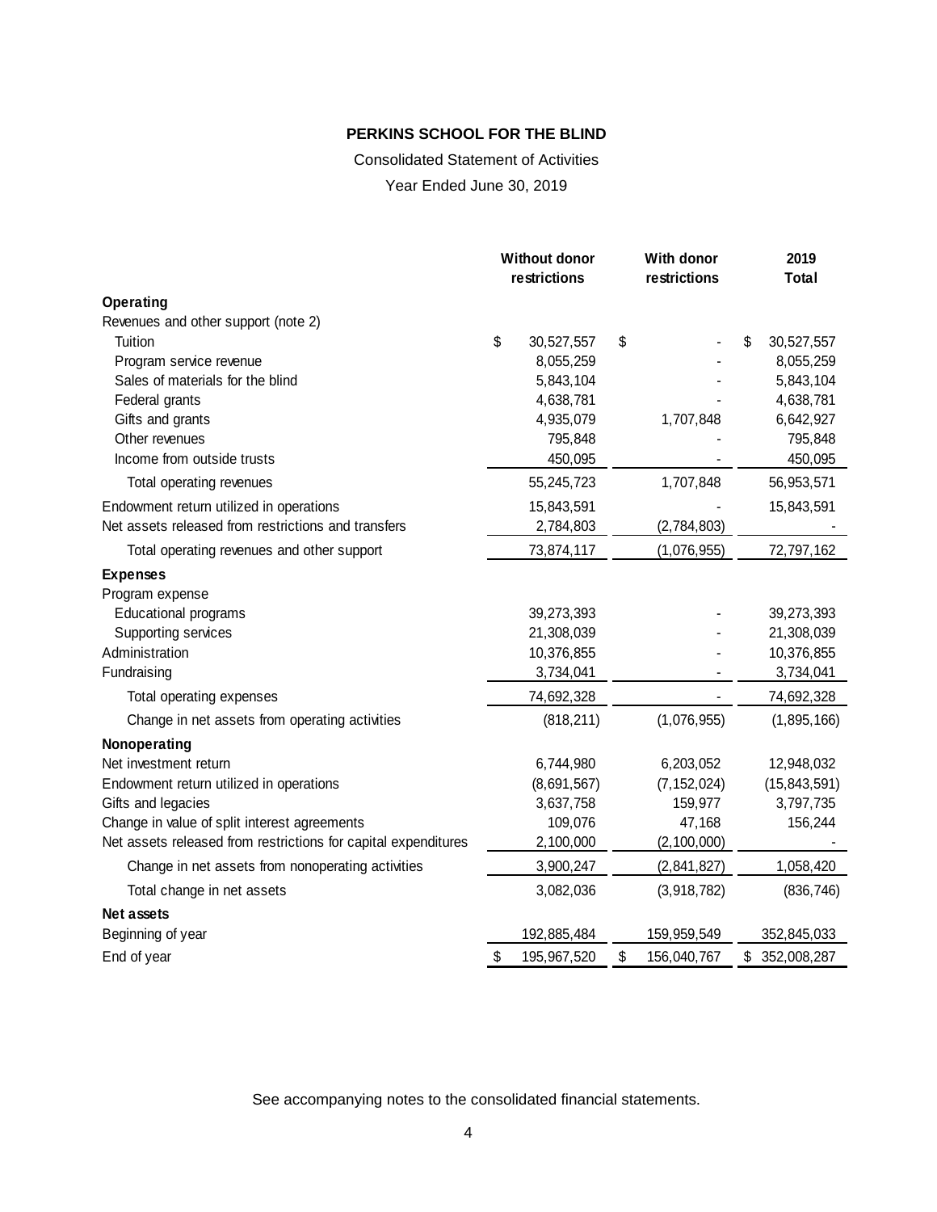**PERKINS SCHOOL FOR THE BLIND**

Consolidated Statement of Activities

Year Ended June 30, 2019

| | Without donor restrictions | With donor restrictions | 2019 Total |
|---|---|---|---|
| **Operating** | | | |
| Revenues and other support (note 2) | | | |
| Tuition | $ 30,527,557 | $ - | $ 30,527,557 |
| Program service revenue | 8,055,259 | - | 8,055,259 |
| Sales of materials for the blind | 5,843,104 | - | 5,843,104 |
| Federal grants | 4,638,781 | - | 4,638,781 |
| Gifts and grants | 4,935,079 | 1,707,848 | 6,642,927 |
| Other revenues | 795,848 | - | 795,848 |
| Income from outside trusts | 450,095 | - | 450,095 |
| Total operating revenues | 55,245,723 | 1,707,848 | 56,953,571 |
| Endowment return utilized in operations | 15,843,591 | - | 15,843,591 |
| Net assets released from restrictions and transfers | 2,784,803 | (2,784,803) | - |
| Total operating revenues and other support | 73,874,117 | (1,076,955) | 72,797,162 |
| **Expenses** | | | |
| Program expense | | | |
| Educational programs | 39,273,393 | - | 39,273,393 |
| Supporting services | 21,308,039 | - | 21,308,039 |
| Administration | 10,376,855 | - | 10,376,855 |
| Fundraising | 3,734,041 | - | 3,734,041 |
| Total operating expenses | 74,692,328 | - | 74,692,328 |
| Change in net assets from operating activities | (818,211) | (1,076,955) | (1,895,166) |
| **Nonoperating** | | | |
| Net investment return | 6,744,980 | 6,203,052 | 12,948,032 |
| Endowment return utilized in operations | (8,691,567) | (7,152,024) | (15,843,591) |
| Gifts and legacies | 3,637,758 | 159,977 | 3,797,735 |
| Change in value of split interest agreements | 109,076 | 47,168 | 156,244 |
| Net assets released from restrictions for capital expenditures | 2,100,000 | (2,100,000) | - |
| Change in net assets from nonoperating activities | 3,900,247 | (2,841,827) | 1,058,420 |
| Total change in net assets | 3,082,036 | (3,918,782) | (836,746) |
| **Net assets** | | | |
| Beginning of year | 192,885,484 | 159,959,549 | 352,845,033 |
| End of year | $ 195,967,520 | $ 156,040,767 | $ 352,008,287 |

See accompanying notes to the consolidated financial statements.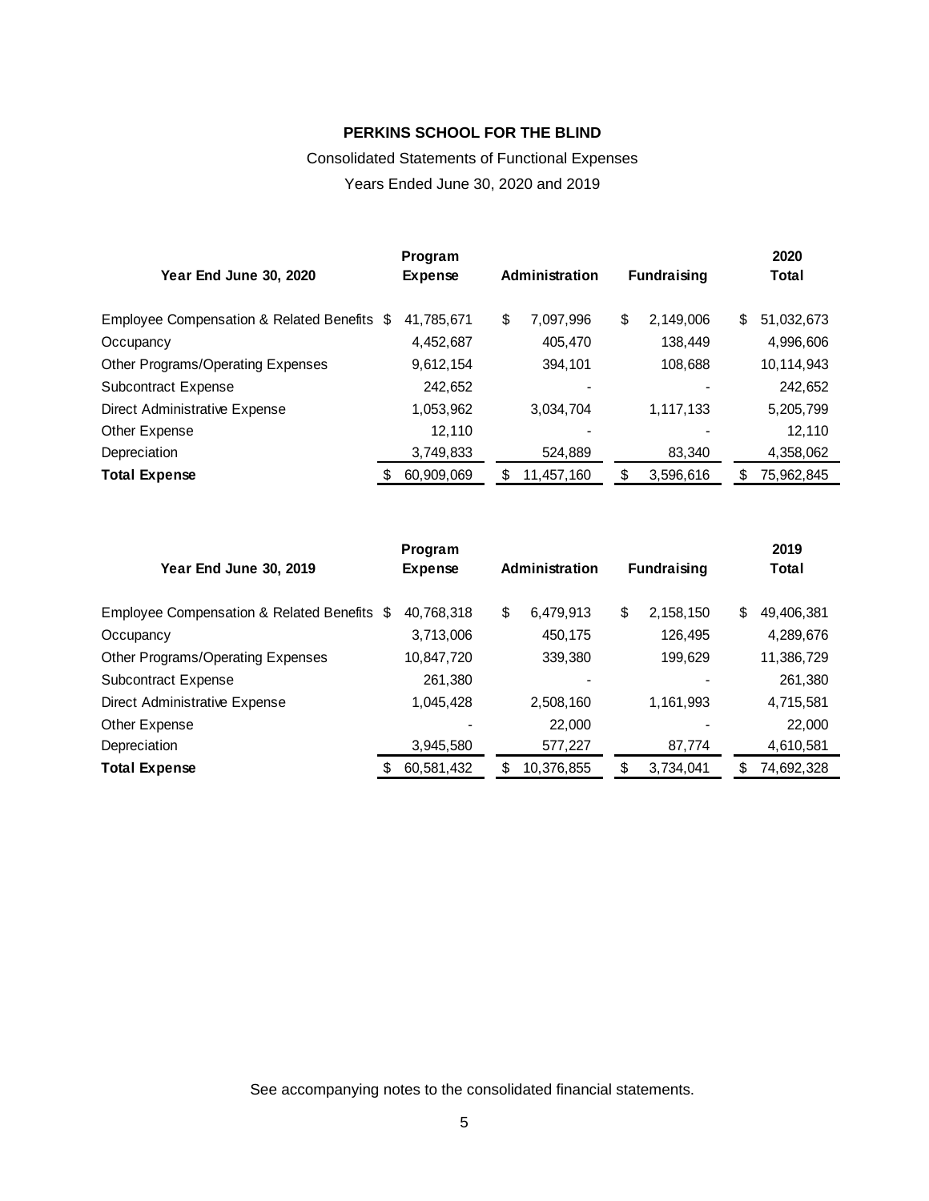**PERKINS SCHOOL FOR THE BLIND**

Consolidated Statements of Functional Expenses

Years Ended June 30, 2020 and 2019

| Year End June 30, 2020 | Program Expense | Administration | Fundraising | 2020 Total |
|---|---|---|---|---|
| Employee Compensation & Related Benefits | $ 41,785,671 | $ 7,097,996 | $ 2,149,006 | $ 51,032,673 |
| Occupancy | 4,452,687 | 405,470 | 138,449 | 4,996,606 |
| Other Programs/Operating Expenses | 9,612,154 | 394,101 | 108,688 | 10,114,943 |
| Subcontract Expense | 242,652 | - | - | 242,652 |
| Direct Administrative Expense | 1,053,962 | 3,034,704 | 1,117,133 | 5,205,799 |
| Other Expense | 12,110 | - | - | 12,110 |
| Depreciation | 3,749,833 | 524,889 | 83,340 | 4,358,062 |
| **Total Expense** | $ 60,909,069 | $ 11,457,160 | $ 3,596,616 | $ 75,962,845 |

| Year End June 30, 2019 | Program Expense | Administration | Fundraising | 2019 Total |
|---|---|---|---|---|
| Employee Compensation & Related Benefits | $ 40,768,318 | $ 6,479,913 | $ 2,158,150 | $ 49,406,381 |
| Occupancy | 3,713,006 | 450,175 | 126,495 | 4,289,676 |
| Other Programs/Operating Expenses | 10,847,720 | 339,380 | 199,629 | 11,386,729 |
| Subcontract Expense | 261,380 | - | - | 261,380 |
| Direct Administrative Expense | 1,045,428 | 2,508,160 | 1,161,993 | 4,715,581 |
| Other Expense | - | 22,000 | - | 22,000 |
| Depreciation | 3,945,580 | 577,227 | 87,774 | 4,610,581 |
| **Total Expense** | $ 60,581,432 | $ 10,376,855 | $ 3,734,041 | $ 74,692,328 |

See accompanying notes to the consolidated financial statements.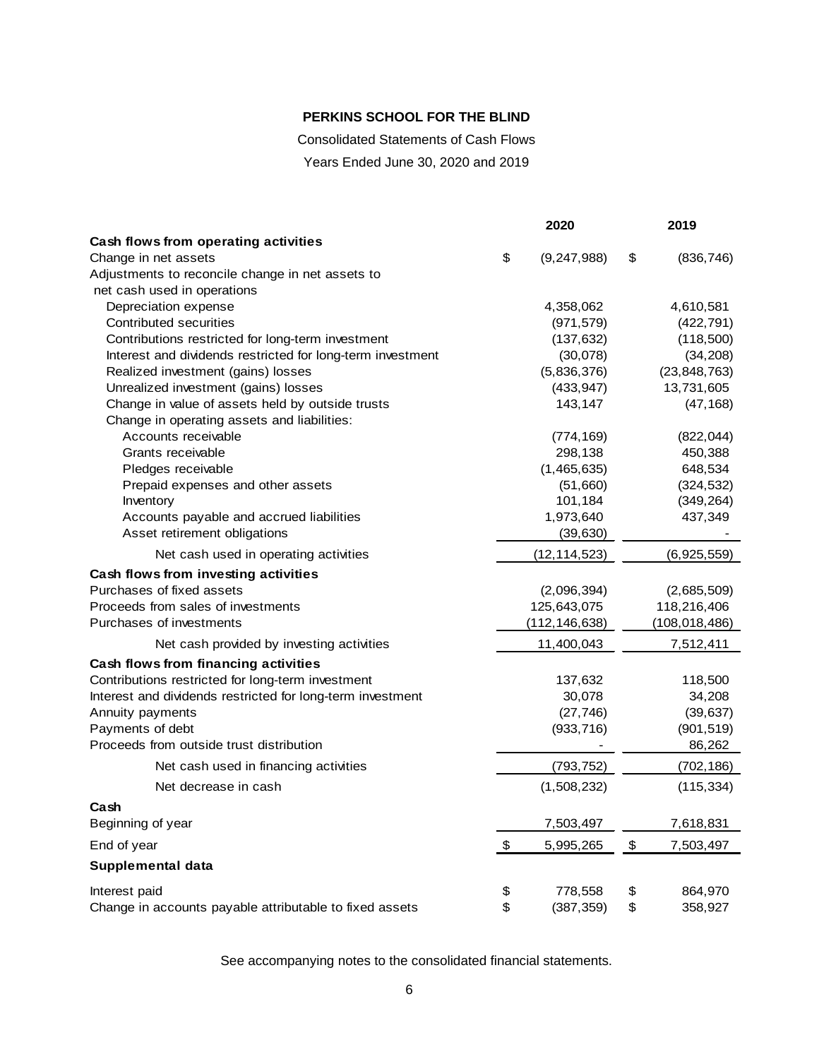**PERKINS SCHOOL FOR THE BLIND**

Consolidated Statements of Cash Flows

Years Ended June 30, 2020 and 2019

| | 2020 | 2019 |
|---|---|---|
| **Cash flows from operating activities** | | |
| Change in net assets | $ (9,247,988) | $ (836,746) |
| Adjustments to reconcile change in net assets to net cash used in operations | | |
| Depreciation expense | 4,358,062 | 4,610,581 |
| Contributed securities | (971,579) | (422,791) |
| Contributions restricted for long-term investment | (137,632) | (118,500) |
| Interest and dividends restricted for long-term investment | (30,078) | (34,208) |
| Realized investment (gains) losses | (5,836,376) | (23,848,763) |
| Unrealized investment (gains) losses | (433,947) | 13,731,605 |
| Change in value of assets held by outside trusts | 143,147 | (47,168) |
| Change in operating assets and liabilities: | | |
| Accounts receivable | (774,169) | (822,044) |
| Grants receivable | 298,138 | 450,388 |
| Pledges receivable | (1,465,635) | 648,534 |
| Prepaid expenses and other assets | (51,660) | (324,532) |
| Inventory | 101,184 | (349,264) |
| Accounts payable and accrued liabilities | 1,973,640 | 437,349 |
| Asset retirement obligations | (39,630) | - |
| Net cash used in operating activities | (12,114,523) | (6,925,559) |
| **Cash flows from investing activities** | | |
| Purchases of fixed assets | (2,096,394) | (2,685,509) |
| Proceeds from sales of investments | 125,643,075 | 118,216,406 |
| Purchases of investments | (112,146,638) | (108,018,486) |
| Net cash provided by investing activities | 11,400,043 | 7,512,411 |
| **Cash flows from financing activities** | | |
| Contributions restricted for long-term investment | 137,632 | 118,500 |
| Interest and dividends restricted for long-term investment | 30,078 | 34,208 |
| Annuity payments | (27,746) | (39,637) |
| Payments of debt | (933,716) | (901,519) |
| Proceeds from outside trust distribution | - | 86,262 |
| Net cash used in financing activities | (793,752) | (702,186) |
| Net decrease in cash | (1,508,232) | (115,334) |
| **Cash** | | |
| Beginning of year | 7,503,497 | 7,618,831 |
| End of year | $ 5,995,265 | $ 7,503,497 |
| **Supplemental data** | | |
| Interest paid | $ 778,558 | $ 864,970 |
| Change in accounts payable attributable to fixed assets | $ (387,359) | $ 358,927 |

See accompanying notes to the consolidated financial statements.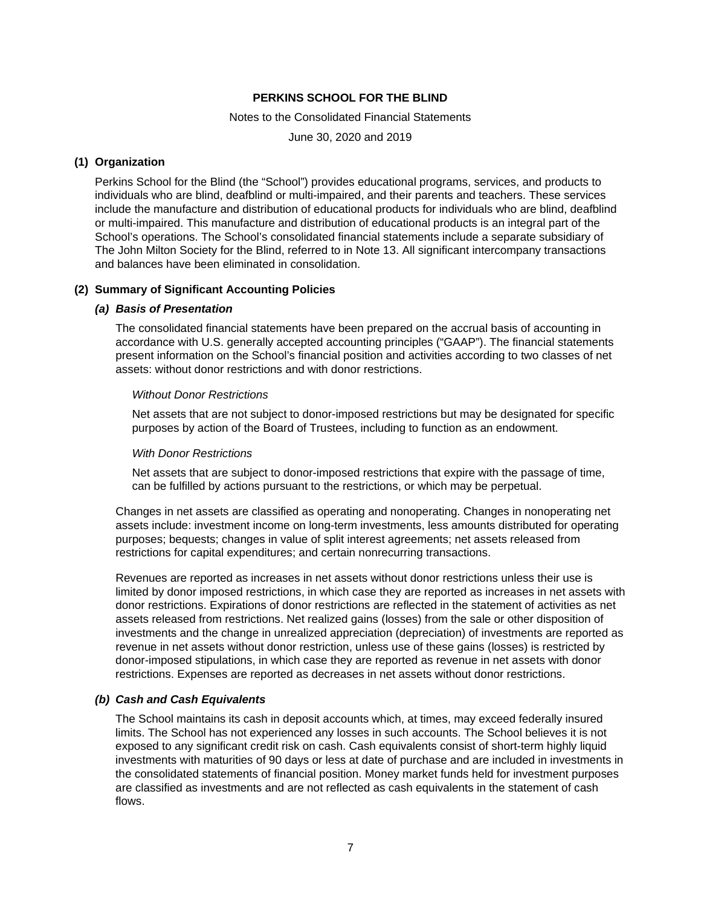**PERKINS SCHOOL FOR THE BLIND**

Notes to the Consolidated Financial Statements

June 30, 2020 and 2019

## (1) Organization

Perkins School for the Blind (the "School") provides educational programs, services, and products to individuals who are blind, deafblind or multi-impaired, and their parents and teachers. These services include the manufacture and distribution of educational products for individuals who are blind, deafblind or multi-impaired. This manufacture and distribution of educational products is an integral part of the School's operations. The School's consolidated financial statements include a separate subsidiary of The John Milton Society for the Blind, referred to in Note 13. All significant intercompany transactions and balances have been eliminated in consolidation.

## (2) Summary of Significant Accounting Policies

### *(a) Basis of Presentation*

The consolidated financial statements have been prepared on the accrual basis of accounting in accordance with U.S. generally accepted accounting principles ("GAAP"). The financial statements present information on the School's financial position and activities according to two classes of net assets: without donor restrictions and with donor restrictions.

*Without Donor Restrictions*

Net assets that are not subject to donor-imposed restrictions but may be designated for specific purposes by action of the Board of Trustees, including to function as an endowment.

*With Donor Restrictions*

Net assets that are subject to donor-imposed restrictions that expire with the passage of time, can be fulfilled by actions pursuant to the restrictions, or which may be perpetual.

Changes in net assets are classified as operating and nonoperating. Changes in nonoperating net assets include: investment income on long-term investments, less amounts distributed for operating purposes; bequests; changes in value of split interest agreements; net assets released from restrictions for capital expenditures; and certain nonrecurring transactions.

Revenues are reported as increases in net assets without donor restrictions unless their use is limited by donor imposed restrictions, in which case they are reported as increases in net assets with donor restrictions. Expirations of donor restrictions are reflected in the statement of activities as net assets released from restrictions. Net realized gains (losses) from the sale or other disposition of investments and the change in unrealized appreciation (depreciation) of investments are reported as revenue in net assets without donor restriction, unless use of these gains (losses) is restricted by donor-imposed stipulations, in which case they are reported as revenue in net assets with donor restrictions. Expenses are reported as decreases in net assets without donor restrictions.

### *(b) Cash and Cash Equivalents*

The School maintains its cash in deposit accounts which, at times, may exceed federally insured limits. The School has not experienced any losses in such accounts. The School believes it is not exposed to any significant credit risk on cash. Cash equivalents consist of short-term highly liquid investments with maturities of 90 days or less at date of purchase and are included in investments in the consolidated statements of financial position. Money market funds held for investment purposes are classified as investments and are not reflected as cash equivalents in the statement of cash flows.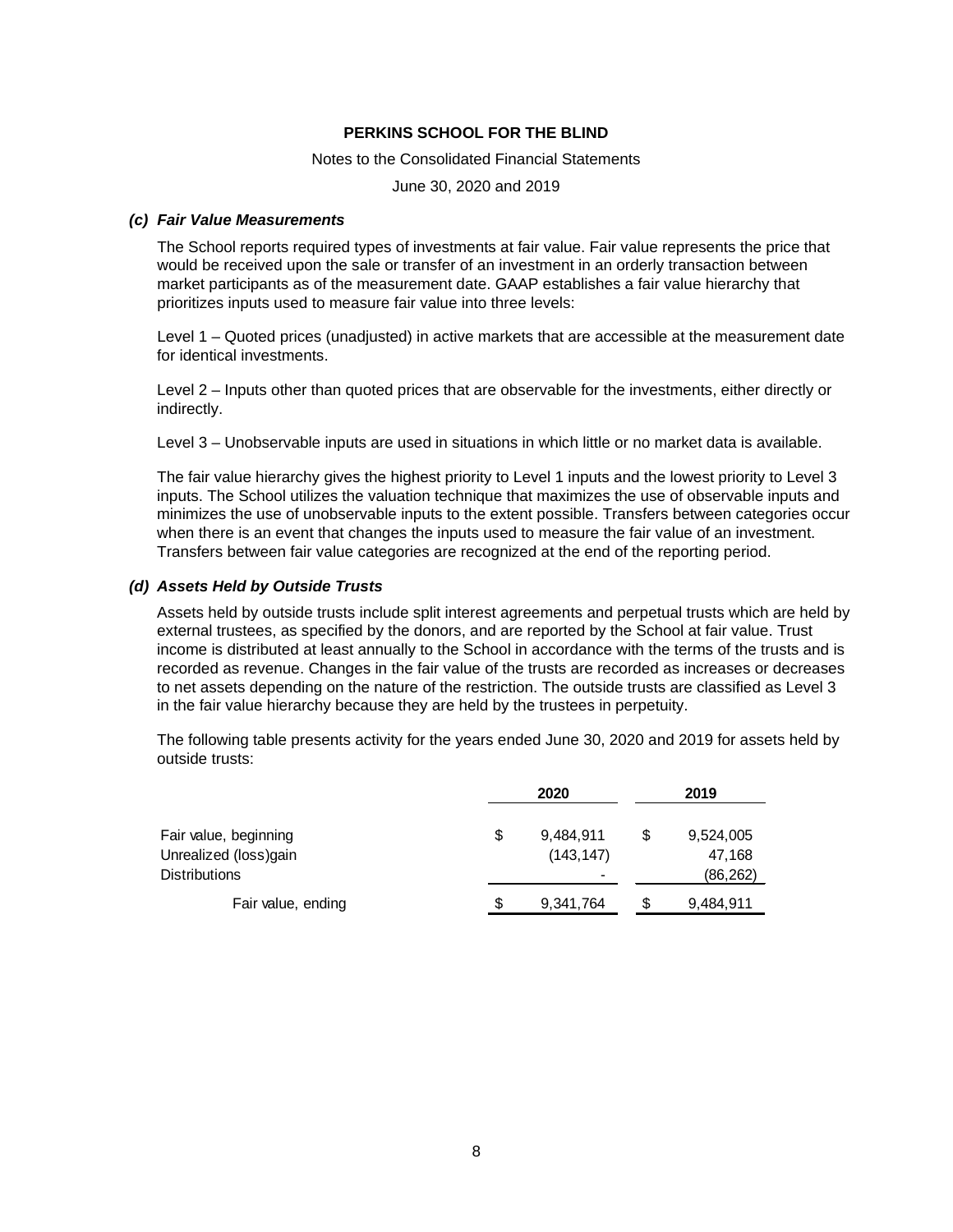### *(c) Fair Value Measurements*

The School reports required types of investments at fair value. Fair value represents the price that would be received upon the sale or transfer of an investment in an orderly transaction between market participants as of the measurement date. GAAP establishes a fair value hierarchy that prioritizes inputs used to measure fair value into three levels:

Level 1 – Quoted prices (unadjusted) in active markets that are accessible at the measurement date for identical investments.

Level 2 – Inputs other than quoted prices that are observable for the investments, either directly or indirectly.

Level 3 – Unobservable inputs are used in situations in which little or no market data is available.

The fair value hierarchy gives the highest priority to Level 1 inputs and the lowest priority to Level 3 inputs. The School utilizes the valuation technique that maximizes the use of observable inputs and minimizes the use of unobservable inputs to the extent possible. Transfers between categories occur when there is an event that changes the inputs used to measure the fair value of an investment. Transfers between fair value categories are recognized at the end of the reporting period.

### *(d) Assets Held by Outside Trusts*

Assets held by outside trusts include split interest agreements and perpetual trusts which are held by external trustees, as specified by the donors, and are reported by the School at fair value. Trust income is distributed at least annually to the School in accordance with the terms of the trusts and is recorded as revenue. Changes in the fair value of the trusts are recorded as increases or decreases to net assets depending on the nature of the restriction. The outside trusts are classified as Level 3 in the fair value hierarchy because they are held by the trustees in perpetuity.

The following table presents activity for the years ended June 30, 2020 and 2019 for assets held by outside trusts:

| | 2020 | 2019 |
|---|---|---|
| Fair value, beginning | $ 9,484,911 | $ 9,524,005 |
| Unrealized (loss)gain | (143,147) | 47,168 |
| Distributions | - | (86,262) |
| Fair value, ending | $ 9,341,764 | $ 9,484,911 |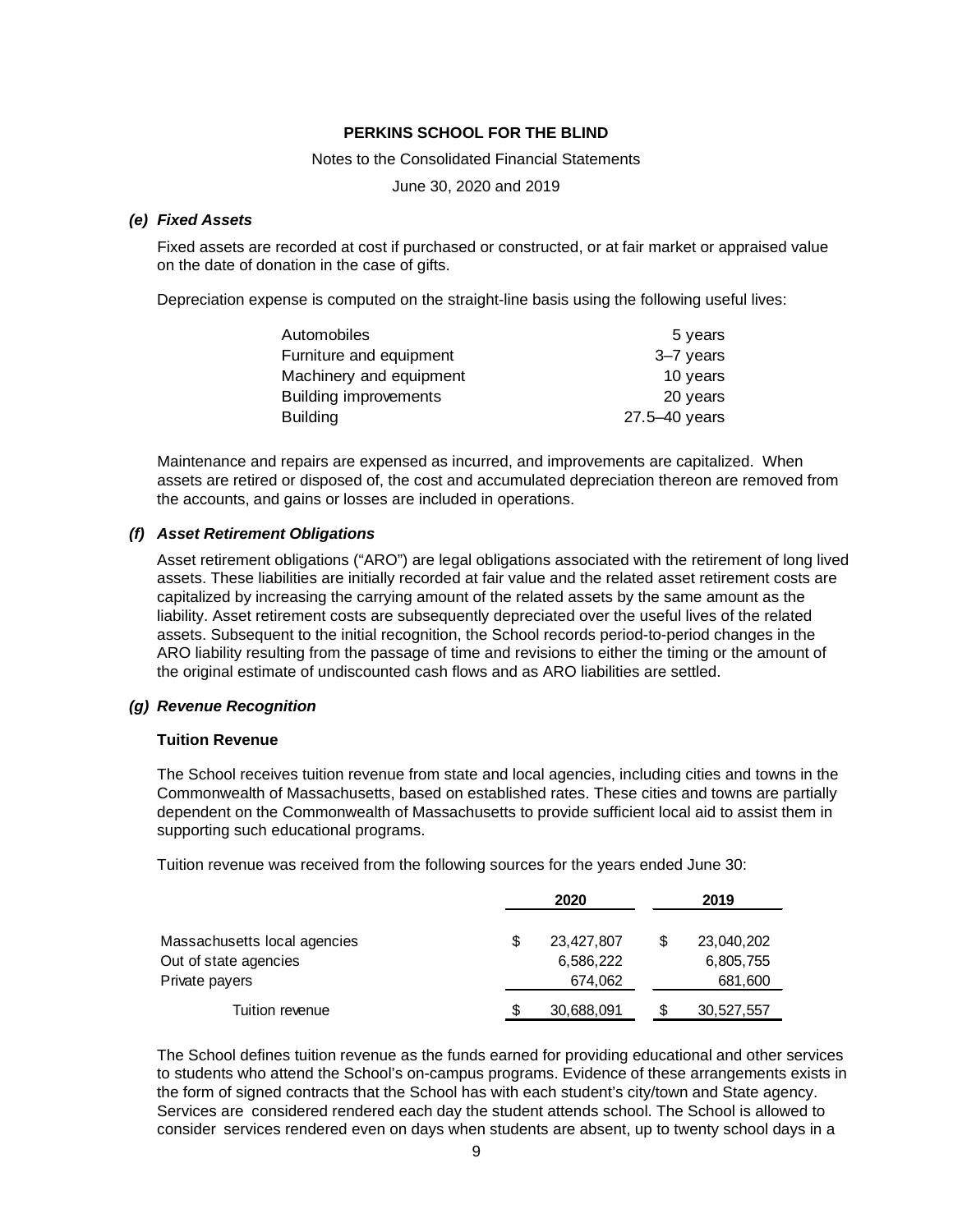**PERKINS SCHOOL FOR THE BLIND**

Notes to the Consolidated Financial Statements

June 30, 2020 and 2019

### *(e) Fixed Assets*

Fixed assets are recorded at cost if purchased or constructed, or at fair market or appraised value on the date of donation in the case of gifts.

Depreciation expense is computed on the straight-line basis using the following useful lives:

| | |
|---|---|
| Automobiles | 5 years |
| Furniture and equipment | 3–7 years |
| Machinery and equipment | 10 years |
| Building improvements | 20 years |
| Building | 27.5–40 years |

Maintenance and repairs are expensed as incurred, and improvements are capitalized. When assets are retired or disposed of, the cost and accumulated depreciation thereon are removed from the accounts, and gains or losses are included in operations.

### *(f) Asset Retirement Obligations*

Asset retirement obligations ("ARO") are legal obligations associated with the retirement of long lived assets. These liabilities are initially recorded at fair value and the related asset retirement costs are capitalized by increasing the carrying amount of the related assets by the same amount as the liability. Asset retirement costs are subsequently depreciated over the useful lives of the related assets. Subsequent to the initial recognition, the School records period-to-period changes in the ARO liability resulting from the passage of time and revisions to either the timing or the amount of the original estimate of undiscounted cash flows and as ARO liabilities are settled.

### *(g) Revenue Recognition*

**Tuition Revenue**

The School receives tuition revenue from state and local agencies, including cities and towns in the Commonwealth of Massachusetts, based on established rates. These cities and towns are partially dependent on the Commonwealth of Massachusetts to provide sufficient local aid to assist them in supporting such educational programs.

Tuition revenue was received from the following sources for the years ended June 30:

| | 2020 | 2019 |
|---|---|---|
| Massachusetts local agencies | $ 23,427,807 | $ 23,040,202 |
| Out of state agencies | 6,586,222 | 6,805,755 |
| Private payers | 674,062 | 681,600 |
| Tuition revenue | $ 30,688,091 | $ 30,527,557 |

The School defines tuition revenue as the funds earned for providing educational and other services to students who attend the School's on-campus programs. Evidence of these arrangements exists in the form of signed contracts that the School has with each student's city/town and State agency. Services are considered rendered each day the student attends school. The School is allowed to consider services rendered even on days when students are absent, up to twenty school days in a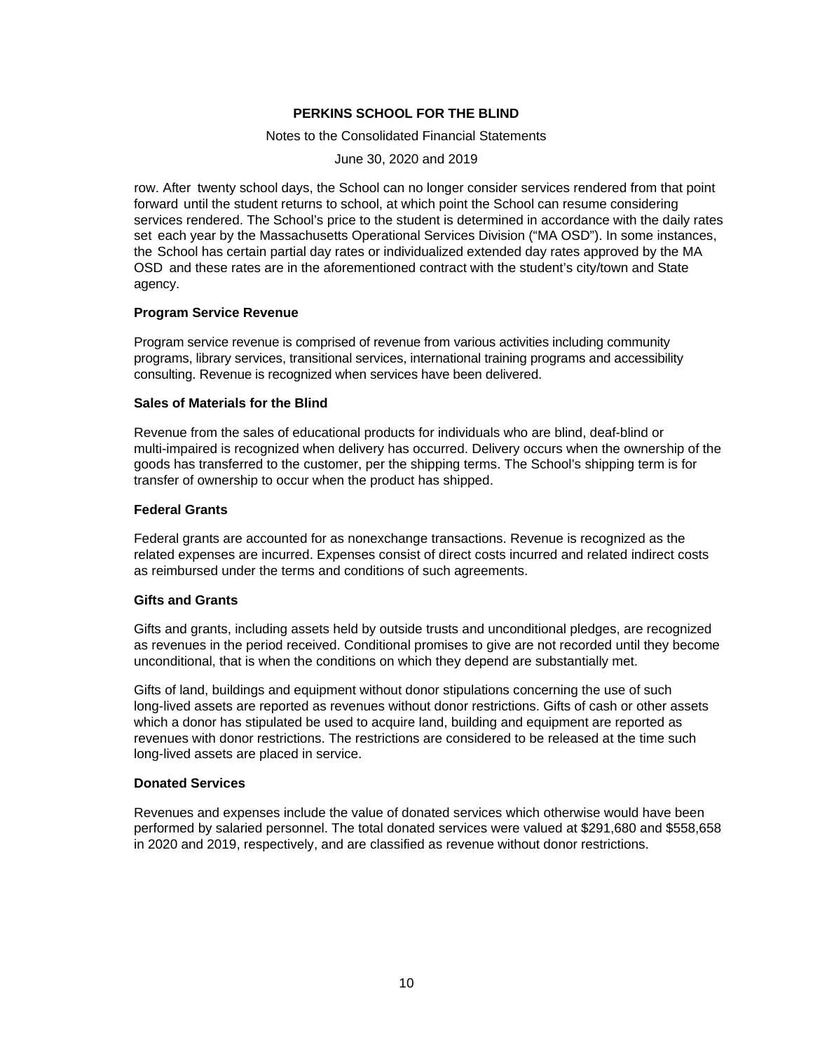row. After twenty school days, the School can no longer consider services rendered from that point forward until the student returns to school, at which point the School can resume considering services rendered. The School's price to the student is determined in accordance with the daily rates set each year by the Massachusetts Operational Services Division ("MA OSD"). In some instances, the School has certain partial day rates or individualized extended day rates approved by the MA OSD and these rates are in the aforementioned contract with the student's city/town and State agency.

**Program Service Revenue**

Program service revenue is comprised of revenue from various activities including community programs, library services, transitional services, international training programs and accessibility consulting. Revenue is recognized when services have been delivered.

**Sales of Materials for the Blind**

Revenue from the sales of educational products for individuals who are blind, deaf-blind or multi-impaired is recognized when delivery has occurred. Delivery occurs when the ownership of the goods has transferred to the customer, per the shipping terms. The School's shipping term is for transfer of ownership to occur when the product has shipped.

**Federal Grants**

Federal grants are accounted for as nonexchange transactions. Revenue is recognized as the related expenses are incurred. Expenses consist of direct costs incurred and related indirect costs as reimbursed under the terms and conditions of such agreements.

**Gifts and Grants**

Gifts and grants, including assets held by outside trusts and unconditional pledges, are recognized as revenues in the period received. Conditional promises to give are not recorded until they become unconditional, that is when the conditions on which they depend are substantially met.

Gifts of land, buildings and equipment without donor stipulations concerning the use of such long-lived assets are reported as revenues without donor restrictions. Gifts of cash or other assets which a donor has stipulated be used to acquire land, building and equipment are reported as revenues with donor restrictions. The restrictions are considered to be released at the time such long-lived assets are placed in service.

**Donated Services**

Revenues and expenses include the value of donated services which otherwise would have been performed by salaried personnel. The total donated services were valued at $291,680 and $558,658 in 2020 and 2019, respectively, and are classified as revenue without donor restrictions.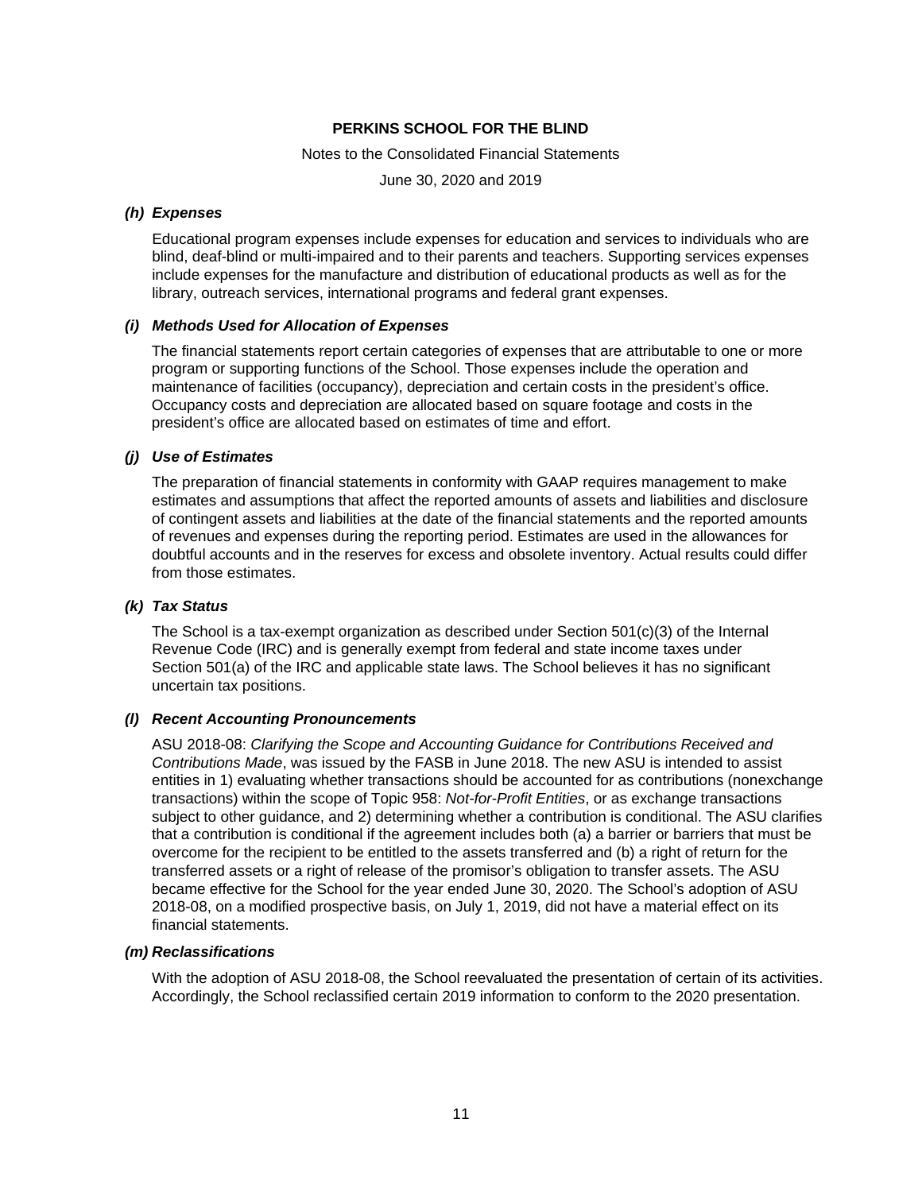# PERKINS SCHOOL FOR THE BLIND

Notes to the Consolidated Financial Statements

June 30, 2020 and 2019

### *(h) Expenses*

Educational program expenses include expenses for education and services to individuals who are blind, deaf-blind or multi-impaired and to their parents and teachers. Supporting services expenses include expenses for the manufacture and distribution of educational products as well as for the library, outreach services, international programs and federal grant expenses.

### *(i) Methods Used for Allocation of Expenses*

The financial statements report certain categories of expenses that are attributable to one or more program or supporting functions of the School. Those expenses include the operation and maintenance of facilities (occupancy), depreciation and certain costs in the president's office. Occupancy costs and depreciation are allocated based on square footage and costs in the president's office are allocated based on estimates of time and effort.

### *(j) Use of Estimates*

The preparation of financial statements in conformity with GAAP requires management to make estimates and assumptions that affect the reported amounts of assets and liabilities and disclosure of contingent assets and liabilities at the date of the financial statements and the reported amounts of revenues and expenses during the reporting period. Estimates are used in the allowances for doubtful accounts and in the reserves for excess and obsolete inventory. Actual results could differ from those estimates.

### *(k) Tax Status*

The School is a tax-exempt organization as described under Section 501(c)(3) of the Internal Revenue Code (IRC) and is generally exempt from federal and state income taxes under Section 501(a) of the IRC and applicable state laws. The School believes it has no significant uncertain tax positions.

### *(l) Recent Accounting Pronouncements*

ASU 2018-08: *Clarifying the Scope and Accounting Guidance for Contributions Received and Contributions Made*, was issued by the FASB in June 2018. The new ASU is intended to assist entities in 1) evaluating whether transactions should be accounted for as contributions (nonexchange transactions) within the scope of Topic 958: *Not-for-Profit Entities*, or as exchange transactions subject to other guidance, and 2) determining whether a contribution is conditional. The ASU clarifies that a contribution is conditional if the agreement includes both (a) a barrier or barriers that must be overcome for the recipient to be entitled to the assets transferred and (b) a right of return for the transferred assets or a right of release of the promisor's obligation to transfer assets. The ASU became effective for the School for the year ended June 30, 2020. The School's adoption of ASU 2018-08, on a modified prospective basis, on July 1, 2019, did not have a material effect on its financial statements.

### *(m) Reclassifications*

With the adoption of ASU 2018-08, the School reevaluated the presentation of certain of its activities. Accordingly, the School reclassified certain 2019 information to conform to the 2020 presentation.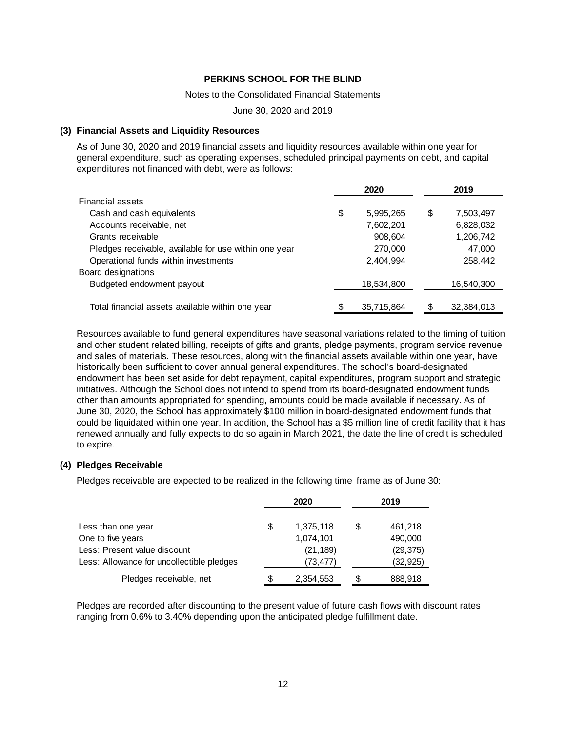# PERKINS SCHOOL FOR THE BLIND

Notes to the Consolidated Financial Statements

June 30, 2020 and 2019

### (3) Financial Assets and Liquidity Resources

As of June 30, 2020 and 2019 financial assets and liquidity resources available within one year for general expenditure, such as operating expenses, scheduled principal payments on debt, and capital expenditures not financed with debt, were as follows:

| | 2020 | 2019 |
|---|---|---|
| Financial assets | | |
| Cash and cash equivalents | $ 5,995,265 | $ 7,503,497 |
| Accounts receivable, net | 7,602,201 | 6,828,032 |
| Grants receivable | 908,604 | 1,206,742 |
| Pledges receivable, available for use within one year | 270,000 | 47,000 |
| Operational funds within investments | 2,404,994 | 258,442 |
| Board designations | | |
| Budgeted endowment payout | 18,534,800 | 16,540,300 |
| Total financial assets available within one year | $ 35,715,864 | $ 32,384,013 |

Resources available to fund general expenditures have seasonal variations related to the timing of tuition and other student related billing, receipts of gifts and grants, pledge payments, program service revenue and sales of materials. These resources, along with the financial assets available within one year, have historically been sufficient to cover annual general expenditures. The school's board-designated endowment has been set aside for debt repayment, capital expenditures, program support and strategic initiatives. Although the School does not intend to spend from its board-designated endowment funds other than amounts appropriated for spending, amounts could be made available if necessary. As of June 30, 2020, the School has approximately $100 million in board-designated endowment funds that could be liquidated within one year. In addition, the School has a $5 million line of credit facility that it has renewed annually and fully expects to do so again in March 2021, the date the line of credit is scheduled to expire.

### (4) Pledges Receivable

Pledges receivable are expected to be realized in the following time frame as of June 30:

| | 2020 | 2019 |
|---|---|---|
| Less than one year | $ 1,375,118 | $ 461,218 |
| One to five years | 1,074,101 | 490,000 |
| Less: Present value discount | (21,189) | (29,375) |
| Less: Allowance for uncollectible pledges | (73,477) | (32,925) |
| Pledges receivable, net | $ 2,354,553 | $ 888,918 |

Pledges are recorded after discounting to the present value of future cash flows with discount rates ranging from 0.6% to 3.40% depending upon the anticipated pledge fulfillment date.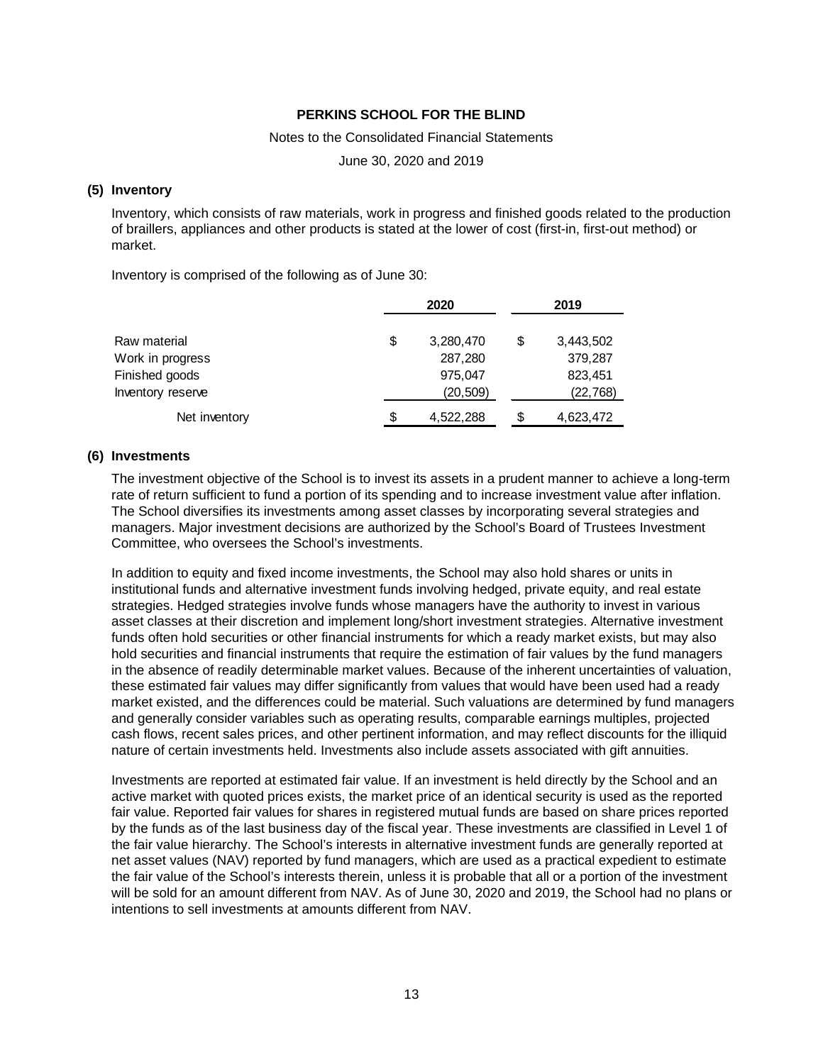# PERKINS SCHOOL FOR THE BLIND

Notes to the Consolidated Financial Statements

June 30, 2020 and 2019

## (5) Inventory

Inventory, which consists of raw materials, work in progress and finished goods related to the production of braillers, appliances and other products is stated at the lower of cost (first-in, first-out method) or market.

Inventory is comprised of the following as of June 30:

| | 2020 | 2019 |
|---|---|---|
| Raw material | $ 3,280,470 | $ 3,443,502 |
| Work in progress | 287,280 | 379,287 |
| Finished goods | 975,047 | 823,451 |
| Inventory reserve | (20,509) | (22,768) |
| Net inventory | $ 4,522,288 | $ 4,623,472 |

## (6) Investments

The investment objective of the School is to invest its assets in a prudent manner to achieve a long-term rate of return sufficient to fund a portion of its spending and to increase investment value after inflation. The School diversifies its investments among asset classes by incorporating several strategies and managers. Major investment decisions are authorized by the School's Board of Trustees Investment Committee, who oversees the School's investments.

In addition to equity and fixed income investments, the School may also hold shares or units in institutional funds and alternative investment funds involving hedged, private equity, and real estate strategies. Hedged strategies involve funds whose managers have the authority to invest in various asset classes at their discretion and implement long/short investment strategies. Alternative investment funds often hold securities or other financial instruments for which a ready market exists, but may also hold securities and financial instruments that require the estimation of fair values by the fund managers in the absence of readily determinable market values. Because of the inherent uncertainties of valuation, these estimated fair values may differ significantly from values that would have been used had a ready market existed, and the differences could be material. Such valuations are determined by fund managers and generally consider variables such as operating results, comparable earnings multiples, projected cash flows, recent sales prices, and other pertinent information, and may reflect discounts for the illiquid nature of certain investments held. Investments also include assets associated with gift annuities.

Investments are reported at estimated fair value. If an investment is held directly by the School and an active market with quoted prices exists, the market price of an identical security is used as the reported fair value. Reported fair values for shares in registered mutual funds are based on share prices reported by the funds as of the last business day of the fiscal year. These investments are classified in Level 1 of the fair value hierarchy. The School's interests in alternative investment funds are generally reported at net asset values (NAV) reported by fund managers, which are used as a practical expedient to estimate the fair value of the School's interests therein, unless it is probable that all or a portion of the investment will be sold for an amount different from NAV. As of June 30, 2020 and 2019, the School had no plans or intentions to sell investments at amounts different from NAV.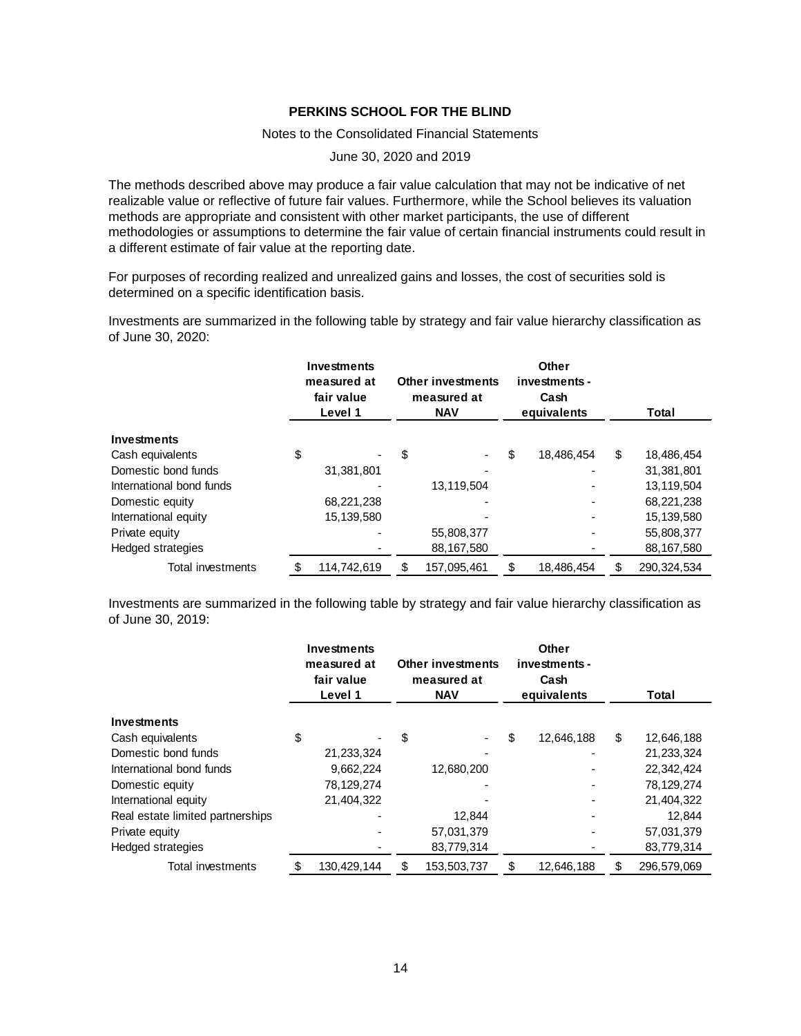The methods described above may produce a fair value calculation that may not be indicative of net realizable value or reflective of future fair values. Furthermore, while the School believes its valuation methods are appropriate and consistent with other market participants, the use of different methodologies or assumptions to determine the fair value of certain financial instruments could result in a different estimate of fair value at the reporting date.

For purposes of recording realized and unrealized gains and losses, the cost of securities sold is determined on a specific identification basis.

Investments are summarized in the following table by strategy and fair value hierarchy classification as of June 30, 2020:

| | Investments measured at fair value Level 1 | Other investments measured at NAV | Other investments - Cash equivalents | Total |
|---|---|---|---|---|
| **Investments** | | | | |
| Cash equivalents | $ - | $ - | $ 18,486,454 | $ 18,486,454 |
| Domestic bond funds | 31,381,801 | - | - | 31,381,801 |
| International bond funds | - | 13,119,504 | - | 13,119,504 |
| Domestic equity | 68,221,238 | - | - | 68,221,238 |
| International equity | 15,139,580 | - | - | 15,139,580 |
| Private equity | - | 55,808,377 | - | 55,808,377 |
| Hedged strategies | - | 88,167,580 | - | 88,167,580 |
| Total investments | $ 114,742,619 | $ 157,095,461 | $ 18,486,454 | $ 290,324,534 |

Investments are summarized in the following table by strategy and fair value hierarchy classification as of June 30, 2019:

| | Investments measured at fair value Level 1 | Other investments measured at NAV | Other investments - Cash equivalents | Total |
|---|---|---|---|---|
| **Investments** | | | | |
| Cash equivalents | $ - | $ - | $ 12,646,188 | $ 12,646,188 |
| Domestic bond funds | 21,233,324 | - | - | 21,233,324 |
| International bond funds | 9,662,224 | 12,680,200 | - | 22,342,424 |
| Domestic equity | 78,129,274 | - | - | 78,129,274 |
| International equity | 21,404,322 | - | - | 21,404,322 |
| Real estate limited partnerships | - | 12,844 | - | 12,844 |
| Private equity | - | 57,031,379 | - | 57,031,379 |
| Hedged strategies | - | 83,779,314 | - | 83,779,314 |
| Total investments | $ 130,429,144 | $ 153,503,737 | $ 12,646,188 | $ 296,579,069 |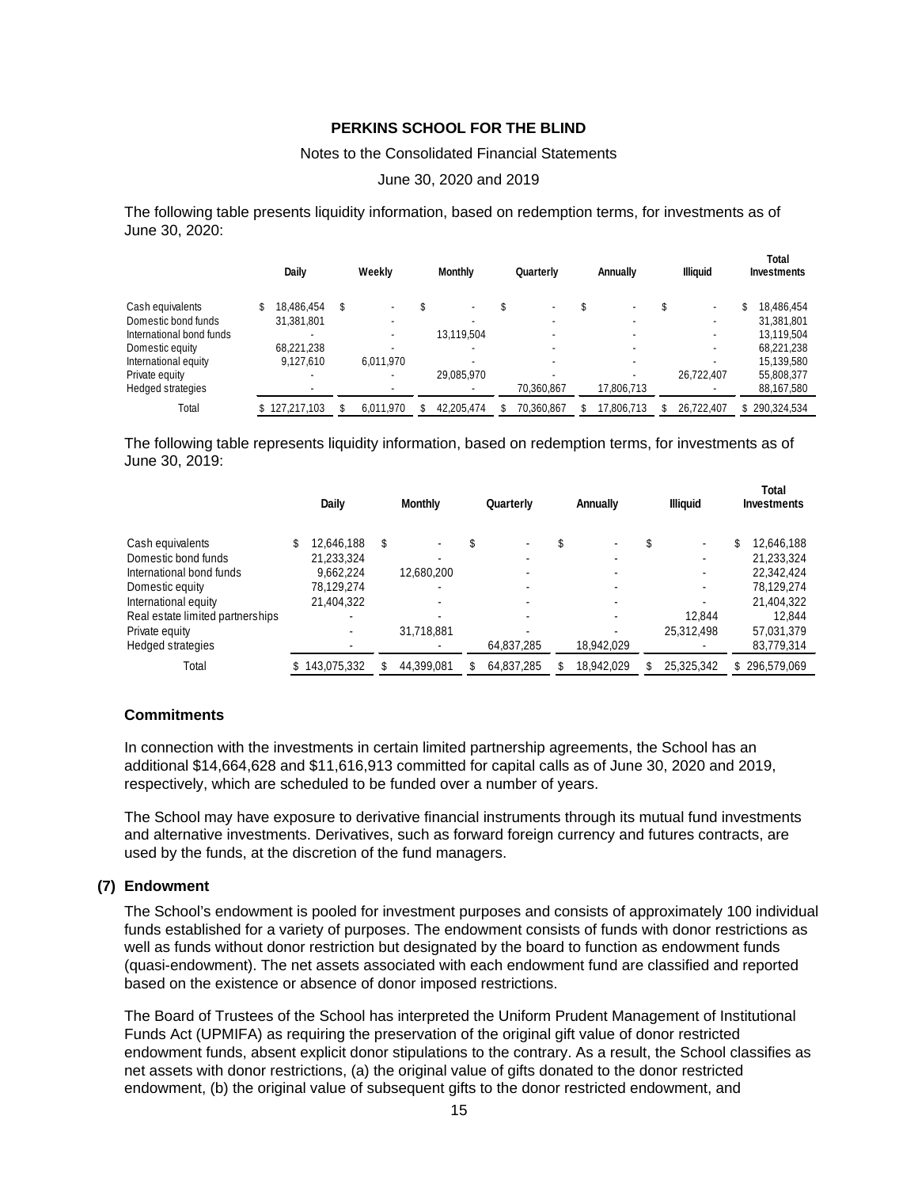The following table presents liquidity information, based on redemption terms, for investments as of June 30, 2020:

| | Daily | Weekly | Monthly | Quarterly | Annually | Illiquid | Total Investments |
|---|---|---|---|---|---|---|---|
| Cash equivalents | $ 18,486,454 | $ - | $ - | $ - | $ - | $ - | $ 18,486,454 |
| Domestic bond funds | 31,381,801 | - | - | - | - | - | 31,381,801 |
| International bond funds | - | - | 13,119,504 | - | - | - | 13,119,504 |
| Domestic equity | 68,221,238 | - | - | - | - | - | 68,221,238 |
| International equity | 9,127,610 | 6,011,970 | - | - | - | - | 15,139,580 |
| Private equity | - | - | 29,085,970 | - | - | 26,722,407 | 55,808,377 |
| Hedged strategies | - | - | - | 70,360,867 | 17,806,713 | - | 88,167,580 |
| Total | $ 127,217,103 | $ 6,011,970 | $ 42,205,474 | $ 70,360,867 | $ 17,806,713 | $ 26,722,407 | $ 290,324,534 |

The following table represents liquidity information, based on redemption terms, for investments as of June 30, 2019:

| | Daily | Monthly | Quarterly | Annually | Illiquid | Total Investments |
|---|---|---|---|---|---|---|
| Cash equivalents | $ 12,646,188 | $ - | $ - | $ - | $ - | $ 12,646,188 |
| Domestic bond funds | 21,233,324 | - | - | - | - | 21,233,324 |
| International bond funds | 9,662,224 | 12,680,200 | - | - | - | 22,342,424 |
| Domestic equity | 78,129,274 | - | - | - | - | 78,129,274 |
| International equity | 21,404,322 | - | - | - | - | 21,404,322 |
| Real estate limited partnerships | - | - | - | - | 12,844 | 12,844 |
| Private equity | - | 31,718,881 | - | - | 25,312,498 | 57,031,379 |
| Hedged strategies | - | - | 64,837,285 | 18,942,029 | - | 83,779,314 |
| Total | $ 143,075,332 | $ 44,399,081 | $ 64,837,285 | $ 18,942,029 | $ 25,325,342 | $ 296,579,069 |

### Commitments

In connection with the investments in certain limited partnership agreements, the School has an additional $14,664,628 and $11,616,913 committed for capital calls as of June 30, 2020 and 2019, respectively, which are scheduled to be funded over a number of years.

The School may have exposure to derivative financial instruments through its mutual fund investments and alternative investments. Derivatives, such as forward foreign currency and futures contracts, are used by the funds, at the discretion of the fund managers.

## (7) Endowment

The School's endowment is pooled for investment purposes and consists of approximately 100 individual funds established for a variety of purposes. The endowment consists of funds with donor restrictions as well as funds without donor restriction but designated by the board to function as endowment funds (quasi-endowment). The net assets associated with each endowment fund are classified and reported based on the existence or absence of donor imposed restrictions.

The Board of Trustees of the School has interpreted the Uniform Prudent Management of Institutional Funds Act (UPMIFA) as requiring the preservation of the original gift value of donor restricted endowment funds, absent explicit donor stipulations to the contrary. As a result, the School classifies as net assets with donor restrictions, (a) the original value of gifts donated to the donor restricted endowment, (b) the original value of subsequent gifts to the donor restricted endowment, and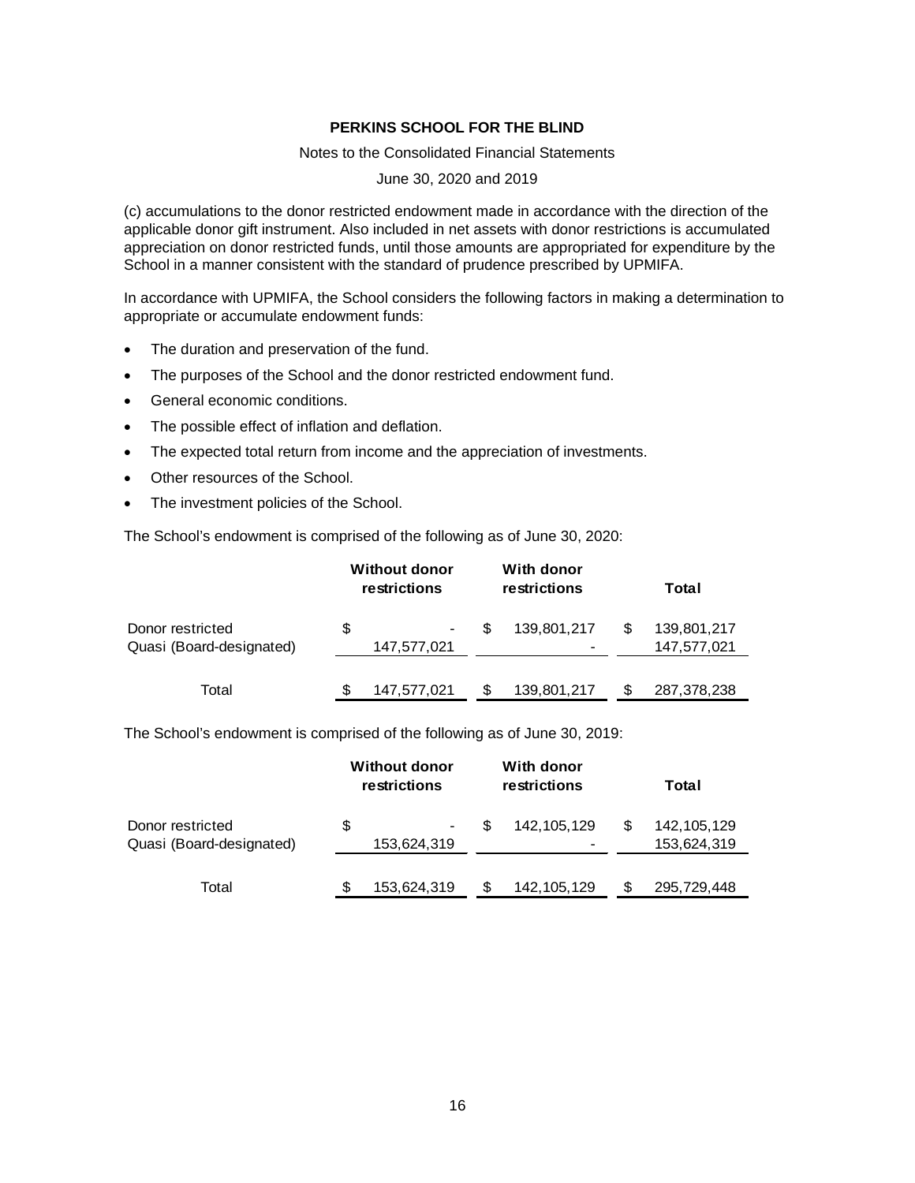(c) accumulations to the donor restricted endowment made in accordance with the direction of the applicable donor gift instrument. Also included in net assets with donor restrictions is accumulated appreciation on donor restricted funds, until those amounts are appropriated for expenditure by the School in a manner consistent with the standard of prudence prescribed by UPMIFA.

In accordance with UPMIFA, the School considers the following factors in making a determination to appropriate or accumulate endowment funds:

- The duration and preservation of the fund.
- The purposes of the School and the donor restricted endowment fund.
- General economic conditions.
- The possible effect of inflation and deflation.
- The expected total return from income and the appreciation of investments.
- Other resources of the School.
- The investment policies of the School.

The School's endowment is comprised of the following as of June 30, 2020:

| | Without donor restrictions | With donor restrictions | Total |
|---|---|---|---|
| Donor restricted | $ - | $ 139,801,217 | $ 139,801,217 |
| Quasi (Board-designated) | 147,577,021 | - | 147,577,021 |
| Total | $ 147,577,021 | $ 139,801,217 | $ 287,378,238 |

The School's endowment is comprised of the following as of June 30, 2019:

| | Without donor restrictions | With donor restrictions | Total |
|---|---|---|---|
| Donor restricted | $ - | $ 142,105,129 | $ 142,105,129 |
| Quasi (Board-designated) | 153,624,319 | - | 153,624,319 |
| Total | $ 153,624,319 | $ 142,105,129 | $ 295,729,448 |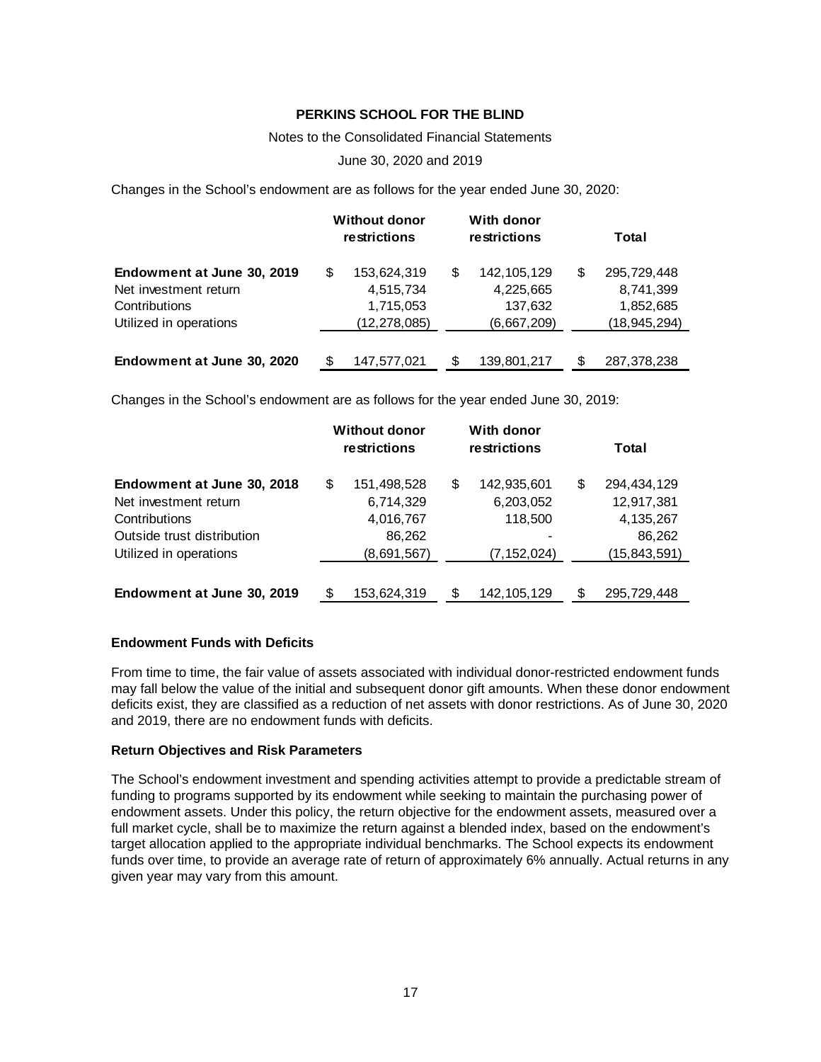**PERKINS SCHOOL FOR THE BLIND**

Notes to the Consolidated Financial Statements

June 30, 2020 and 2019

Changes in the School's endowment are as follows for the year ended June 30, 2020:

| | Without donor restrictions | With donor restrictions | Total |
|---|---|---|---|
| **Endowment at June 30, 2019** | $ 153,624,319 | $ 142,105,129 | $ 295,729,448 |
| Net investment return | 4,515,734 | 4,225,665 | 8,741,399 |
| Contributions | 1,715,053 | 137,632 | 1,852,685 |
| Utilized in operations | (12,278,085) | (6,667,209) | (18,945,294) |
| **Endowment at June 30, 2020** | $ 147,577,021 | $ 139,801,217 | $ 287,378,238 |

Changes in the School's endowment are as follows for the year ended June 30, 2019:

| | Without donor restrictions | With donor restrictions | Total |
|---|---|---|---|
| **Endowment at June 30, 2018** | $ 151,498,528 | $ 142,935,601 | $ 294,434,129 |
| Net investment return | 6,714,329 | 6,203,052 | 12,917,381 |
| Contributions | 4,016,767 | 118,500 | 4,135,267 |
| Outside trust distribution | 86,262 | - | 86,262 |
| Utilized in operations | (8,691,567) | (7,152,024) | (15,843,591) |
| **Endowment at June 30, 2019** | $ 153,624,319 | $ 142,105,129 | $ 295,729,448 |

**Endowment Funds with Deficits**

From time to time, the fair value of assets associated with individual donor-restricted endowment funds may fall below the value of the initial and subsequent donor gift amounts. When these donor endowment deficits exist, they are classified as a reduction of net assets with donor restrictions. As of June 30, 2020 and 2019, there are no endowment funds with deficits.

**Return Objectives and Risk Parameters**

The School's endowment investment and spending activities attempt to provide a predictable stream of funding to programs supported by its endowment while seeking to maintain the purchasing power of endowment assets. Under this policy, the return objective for the endowment assets, measured over a full market cycle, shall be to maximize the return against a blended index, based on the endowment's target allocation applied to the appropriate individual benchmarks. The School expects its endowment funds over time, to provide an average rate of return of approximately 6% annually. Actual returns in any given year may vary from this amount.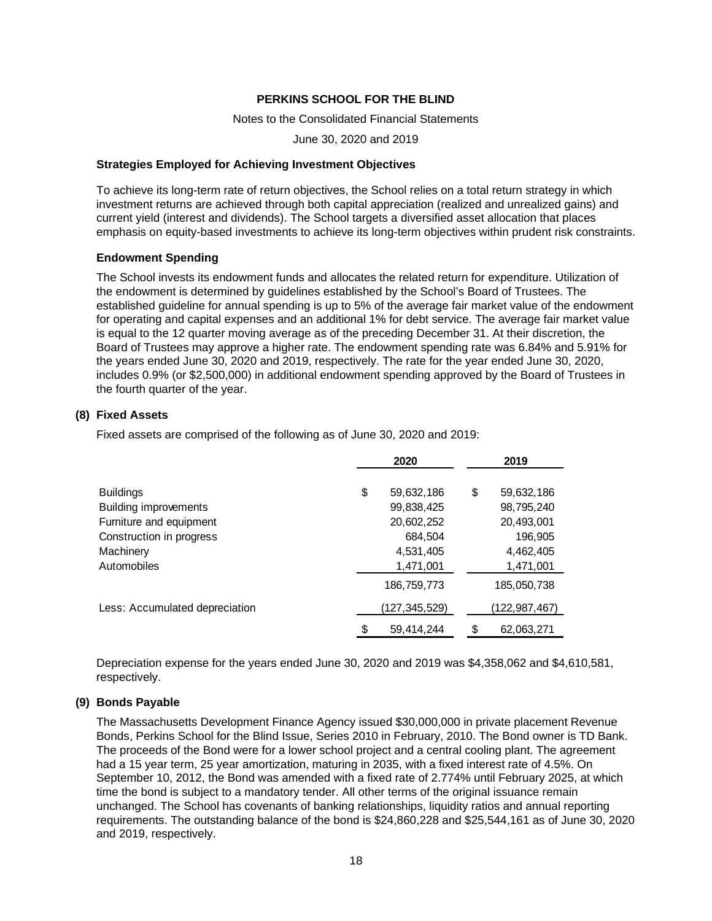**Strategies Employed for Achieving Investment Objectives**

To achieve its long-term rate of return objectives, the School relies on a total return strategy in which investment returns are achieved through both capital appreciation (realized and unrealized gains) and current yield (interest and dividends). The School targets a diversified asset allocation that places emphasis on equity-based investments to achieve its long-term objectives within prudent risk constraints.

**Endowment Spending**

The School invests its endowment funds and allocates the related return for expenditure. Utilization of the endowment is determined by guidelines established by the School's Board of Trustees. The established guideline for annual spending is up to 5% of the average fair market value of the endowment for operating and capital expenses and an additional 1% for debt service. The average fair market value is equal to the 12 quarter moving average as of the preceding December 31. At their discretion, the Board of Trustees may approve a higher rate. The endowment spending rate was 6.84% and 5.91% for the years ended June 30, 2020 and 2019, respectively. The rate for the year ended June 30, 2020, includes 0.9% (or $2,500,000) in additional endowment spending approved by the Board of Trustees in the fourth quarter of the year.

## (8) Fixed Assets

Fixed assets are comprised of the following as of June 30, 2020 and 2019:

| | 2020 | 2019 |
|---|---|---|
| Buildings | $ 59,632,186 | $ 59,632,186 |
| Building improvements | 99,838,425 | 98,795,240 |
| Furniture and equipment | 20,602,252 | 20,493,001 |
| Construction in progress | 684,504 | 196,905 |
| Machinery | 4,531,405 | 4,462,405 |
| Automobiles | 1,471,001 | 1,471,001 |
| | 186,759,773 | 185,050,738 |
| Less: Accumulated depreciation | (127,345,529) | (122,987,467) |
| | $ 59,414,244 | $ 62,063,271 |

Depreciation expense for the years ended June 30, 2020 and 2019 was $4,358,062 and $4,610,581, respectively.

## (9) Bonds Payable

The Massachusetts Development Finance Agency issued $30,000,000 in private placement Revenue Bonds, Perkins School for the Blind Issue, Series 2010 in February, 2010. The Bond owner is TD Bank. The proceeds of the Bond were for a lower school project and a central cooling plant. The agreement had a 15 year term, 25 year amortization, maturing in 2035, with a fixed interest rate of 4.5%. On September 10, 2012, the Bond was amended with a fixed rate of 2.774% until February 2025, at which time the bond is subject to a mandatory tender. All other terms of the original issuance remain unchanged. The School has covenants of banking relationships, liquidity ratios and annual reporting requirements. The outstanding balance of the bond is $24,860,228 and $25,544,161 as of June 30, 2020 and 2019, respectively.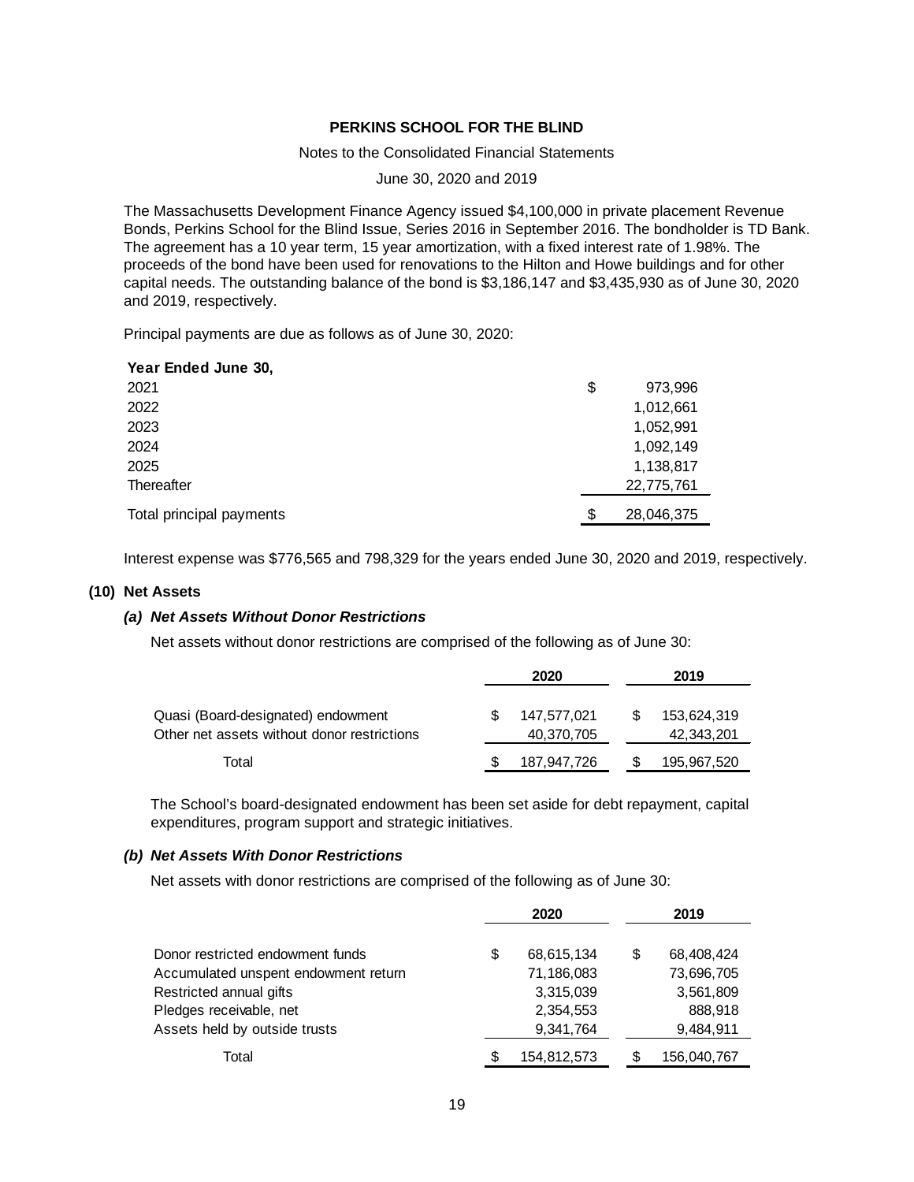The Massachusetts Development Finance Agency issued $4,100,000 in private placement Revenue Bonds, Perkins School for the Blind Issue, Series 2016 in September 2016. The bondholder is TD Bank. The agreement has a 10 year term, 15 year amortization, with a fixed interest rate of 1.98%. The proceeds of the bond have been used for renovations to the Hilton and Howe buildings and for other capital needs. The outstanding balance of the bond is $3,186,147 and $3,435,930 as of June 30, 2020 and 2019, respectively.

Principal payments are due as follows as of June 30, 2020:

| **Year Ended June 30,** | |
|---|---|
| 2021 | $ 973,996 |
| 2022 | 1,012,661 |
| 2023 | 1,052,991 |
| 2024 | 1,092,149 |
| 2025 | 1,138,817 |
| Thereafter | 22,775,761 |
| Total principal payments | $ 28,046,375 |

Interest expense was $776,565 and 798,329 for the years ended June 30, 2020 and 2019, respectively.

## (10) Net Assets

### *(a) Net Assets Without Donor Restrictions*

Net assets without donor restrictions are comprised of the following as of June 30:

| | 2020 | 2019 |
|---|---|---|
| Quasi (Board-designated) endowment | $ 147,577,021 | $ 153,624,319 |
| Other net assets without donor restrictions | 40,370,705 | 42,343,201 |
| Total | $ 187,947,726 | $ 195,967,520 |

The School's board-designated endowment has been set aside for debt repayment, capital expenditures, program support and strategic initiatives.

### *(b) Net Assets With Donor Restrictions*

Net assets with donor restrictions are comprised of the following as of June 30:

| | 2020 | 2019 |
|---|---|---|
| Donor restricted endowment funds | $ 68,615,134 | $ 68,408,424 |
| Accumulated unspent endowment return | 71,186,083 | 73,696,705 |
| Restricted annual gifts | 3,315,039 | 3,561,809 |
| Pledges receivable, net | 2,354,553 | 888,918 |
| Assets held by outside trusts | 9,341,764 | 9,484,911 |
| Total | $ 154,812,573 | $ 156,040,767 |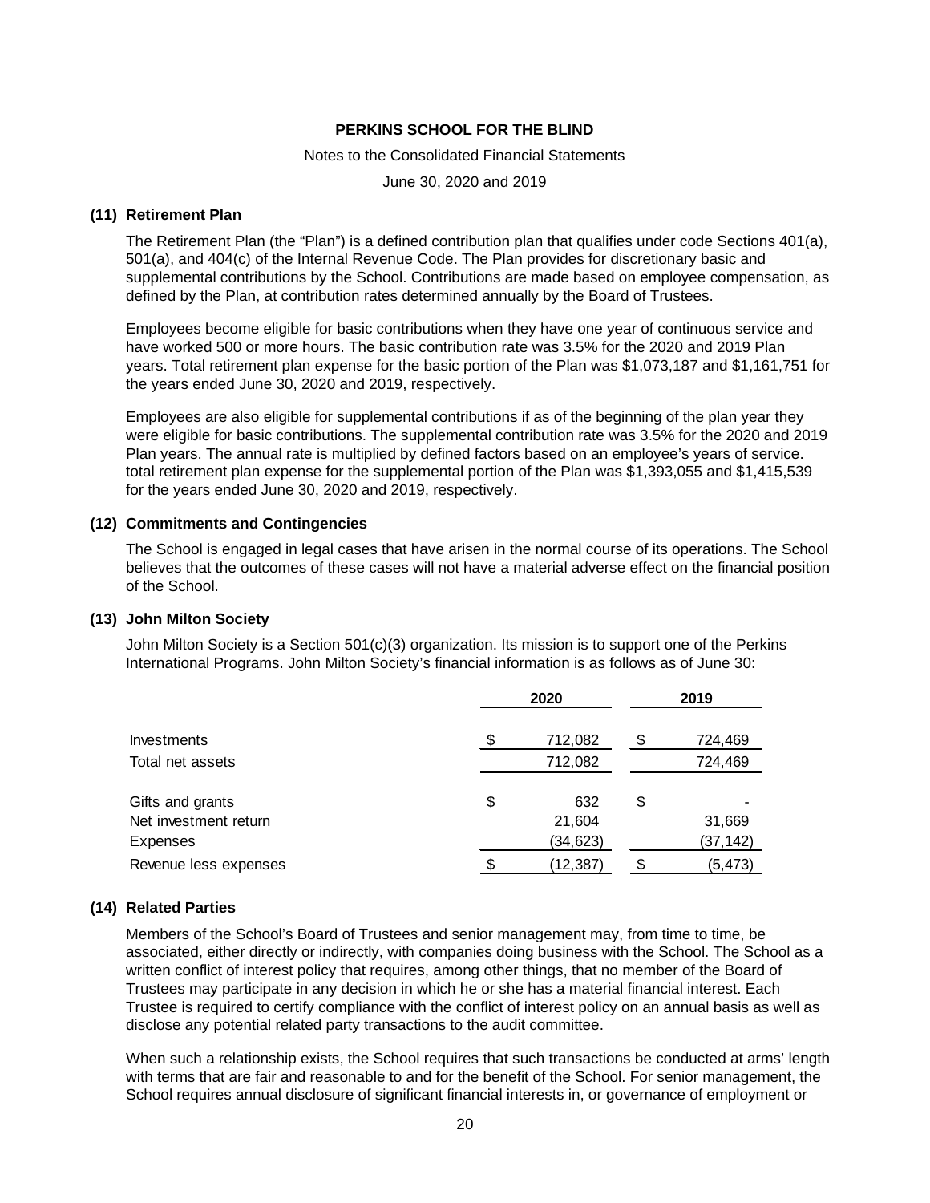## (11) Retirement Plan

The Retirement Plan (the "Plan") is a defined contribution plan that qualifies under code Sections 401(a), 501(a), and 404(c) of the Internal Revenue Code. The Plan provides for discretionary basic and supplemental contributions by the School. Contributions are made based on employee compensation, as defined by the Plan, at contribution rates determined annually by the Board of Trustees.

Employees become eligible for basic contributions when they have one year of continuous service and have worked 500 or more hours. The basic contribution rate was 3.5% for the 2020 and 2019 Plan years. Total retirement plan expense for the basic portion of the Plan was $1,073,187 and $1,161,751 for the years ended June 30, 2020 and 2019, respectively.

Employees are also eligible for supplemental contributions if as of the beginning of the plan year they were eligible for basic contributions. The supplemental contribution rate was 3.5% for the 2020 and 2019 Plan years. The annual rate is multiplied by defined factors based on an employee's years of service. total retirement plan expense for the supplemental portion of the Plan was $1,393,055 and $1,415,539 for the years ended June 30, 2020 and 2019, respectively.

## (12) Commitments and Contingencies

The School is engaged in legal cases that have arisen in the normal course of its operations. The School believes that the outcomes of these cases will not have a material adverse effect on the financial position of the School.

## (13) John Milton Society

John Milton Society is a Section 501(c)(3) organization. Its mission is to support one of the Perkins International Programs. John Milton Society's financial information is as follows as of June 30:

| | 2020 | 2019 |
|---|---|---|
| Investments | $ 712,082 | $ 724,469 |
| Total net assets | 712,082 | 724,469 |
| Gifts and grants | $ 632 | $ - |
| Net investment return | 21,604 | 31,669 |
| Expenses | (34,623) | (37,142) |
| Revenue less expenses | $ (12,387) | $ (5,473) |

## (14) Related Parties

Members of the School's Board of Trustees and senior management may, from time to time, be associated, either directly or indirectly, with companies doing business with the School. The School as a written conflict of interest policy that requires, among other things, that no member of the Board of Trustees may participate in any decision in which he or she has a material financial interest. Each Trustee is required to certify compliance with the conflict of interest policy on an annual basis as well as disclose any potential related party transactions to the audit committee.

When such a relationship exists, the School requires that such transactions be conducted at arms' length with terms that are fair and reasonable to and for the benefit of the School. For senior management, the School requires annual disclosure of significant financial interests in, or governance of employment or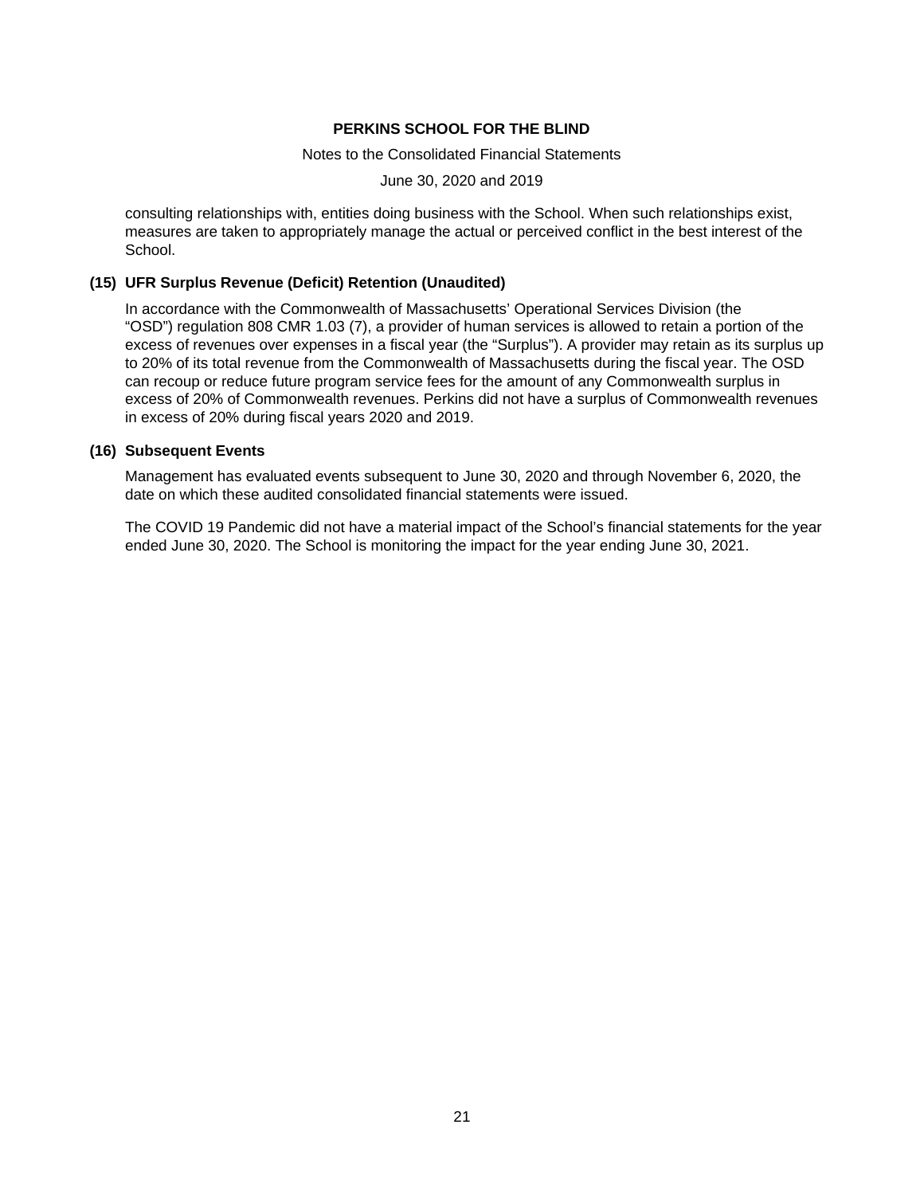consulting relationships with, entities doing business with the School. When such relationships exist, measures are taken to appropriately manage the actual or perceived conflict in the best interest of the School.

### (15) UFR Surplus Revenue (Deficit) Retention (Unaudited)

In accordance with the Commonwealth of Massachusetts' Operational Services Division (the "OSD") regulation 808 CMR 1.03 (7), a provider of human services is allowed to retain a portion of the excess of revenues over expenses in a fiscal year (the "Surplus"). A provider may retain as its surplus up to 20% of its total revenue from the Commonwealth of Massachusetts during the fiscal year. The OSD can recoup or reduce future program service fees for the amount of any Commonwealth surplus in excess of 20% of Commonwealth revenues. Perkins did not have a surplus of Commonwealth revenues in excess of 20% during fiscal years 2020 and 2019.

### (16) Subsequent Events

Management has evaluated events subsequent to June 30, 2020 and through November 6, 2020, the date on which these audited consolidated financial statements were issued.

The COVID 19 Pandemic did not have a material impact of the School's financial statements for the year ended June 30, 2020. The School is monitoring the impact for the year ending June 30, 2021.